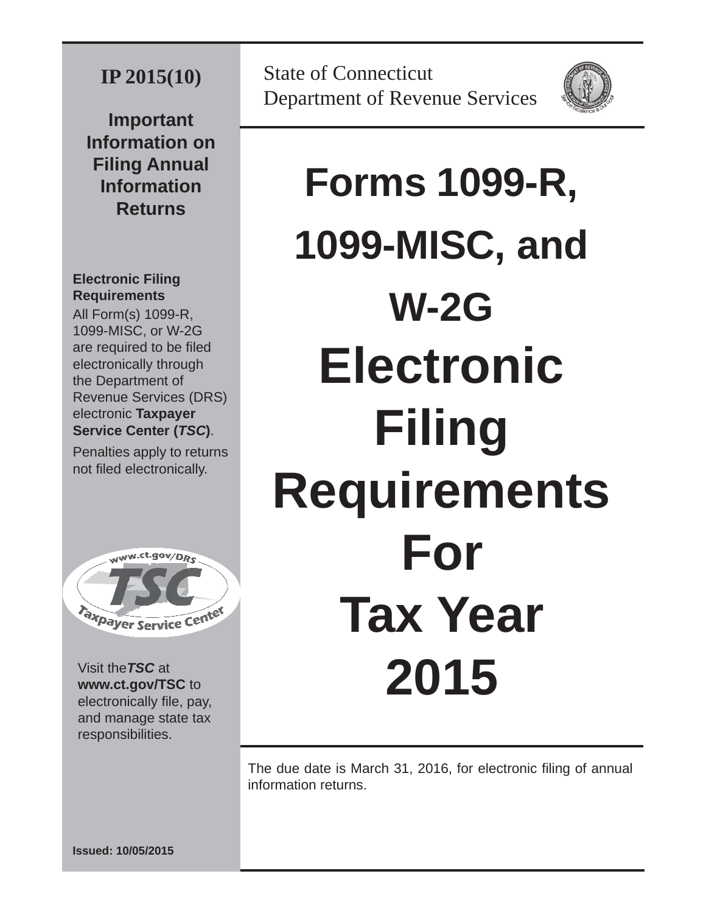**IP 2015(10)**

State of Connecticut
Department of Revenue Services

## Important Information on Filing Annual Information Returns

**Electronic Filing Requirements**

All Form(s) 1099-R, 1099-MISC, or W-2G are required to be filed electronically through the Department of Revenue Services (DRS) electronic **Taxpayer Service Center (*TSC*)**.

Penalties apply to returns not filed electronically.

www.ct.gov/DRS
TSC
Taxpayer Service Center

Visit the ***TSC*** at **www.ct.gov/TSC** to electronically file, pay, and manage state tax responsibilities.

# Forms 1099-R, 1099-MISC, and W-2G Electronic Filing Requirements For Tax Year 2015

The due date is March 31, 2016, for electronic filing of annual information returns.

**Issued: 10/05/2015**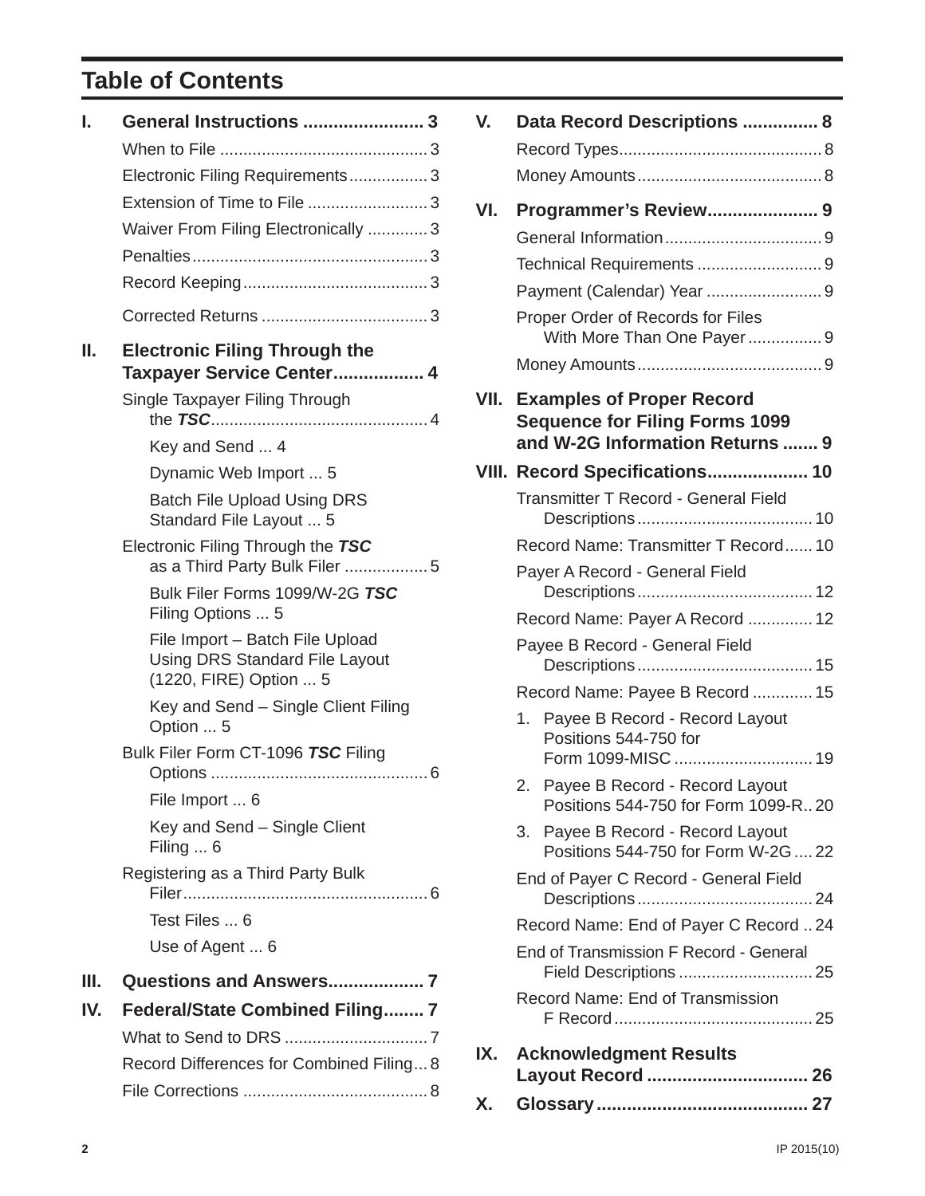# Table of Contents

**I. General Instructions ........................ 3**

- When to File ............................................. 3
- Electronic Filing Requirements................. 3
- Extension of Time to File .......................... 3
- Waiver From Filing Electronically ............. 3
- Penalties................................................... 3
- Record Keeping........................................ 3
- Corrected Returns .................................... 3

**II. Electronic Filing Through the Taxpayer Service Center.................. 4**

- Single Taxpayer Filing Through the ***TSC***............................................... 4
  - Key and Send ... 4
  - Dynamic Web Import ... 5
  - Batch File Upload Using DRS Standard File Layout ... 5
- Electronic Filing Through the ***TSC*** as a Third Party Bulk Filer .................. 5
  - Bulk Filer Forms 1099/W-2G ***TSC*** Filing Options ... 5
  - File Import – Batch File Upload Using DRS Standard File Layout (1220, FIRE) Option ... 5
  - Key and Send – Single Client Filing Option ... 5
- Bulk Filer Form CT-1096 ***TSC*** Filing Options ............................................... 6
  - File Import ... 6
  - Key and Send – Single Client Filing ... 6
- Registering as a Third Party Bulk Filer..................................................... 6
  - Test Files ... 6
  - Use of Agent ... 6

**III. Questions and Answers................... 7**

**IV. Federal/State Combined Filing........ 7**

- What to Send to DRS ............................... 7
- Record Differences for Combined Filing... 8
- File Corrections ........................................ 8

**V. Data Record Descriptions ............... 8**

- Record Types............................................ 8
- Money Amounts........................................ 8

**VI. Programmer's Review...................... 9**

- General Information.................................. 9
- Technical Requirements ........................... 9
- Payment (Calendar) Year ......................... 9
- Proper Order of Records for Files With More Than One Payer................ 9
- Money Amounts........................................ 9

**VII. Examples of Proper Record Sequence for Filing Forms 1099 and W-2G Information Returns ....... 9**

**VIII. Record Specifications.................... 10**

- Transmitter T Record - General Field Descriptions...................................... 10
- Record Name: Transmitter T Record...... 10
- Payer A Record - General Field Descriptions...................................... 12
- Record Name: Payer A Record .............. 12
- Payee B Record - General Field Descriptions...................................... 15
- Record Name: Payee B Record ............. 15
  1. Payee B Record - Record Layout Positions 544-750 for Form 1099-MISC .............................. 19
  2. Payee B Record - Record Layout Positions 544-750 for Form 1099-R.. 20
  3. Payee B Record - Record Layout Positions 544-750 for Form W-2G .... 22
- End of Payer C Record - General Field Descriptions...................................... 24
- Record Name: End of Payer C Record .. 24
- End of Transmission F Record - General Field Descriptions ............................. 25
- Record Name: End of Transmission F Record........................................... 25

**IX. Acknowledgment Results Layout Record ................................ 26**

**X. Glossary......................................... 27**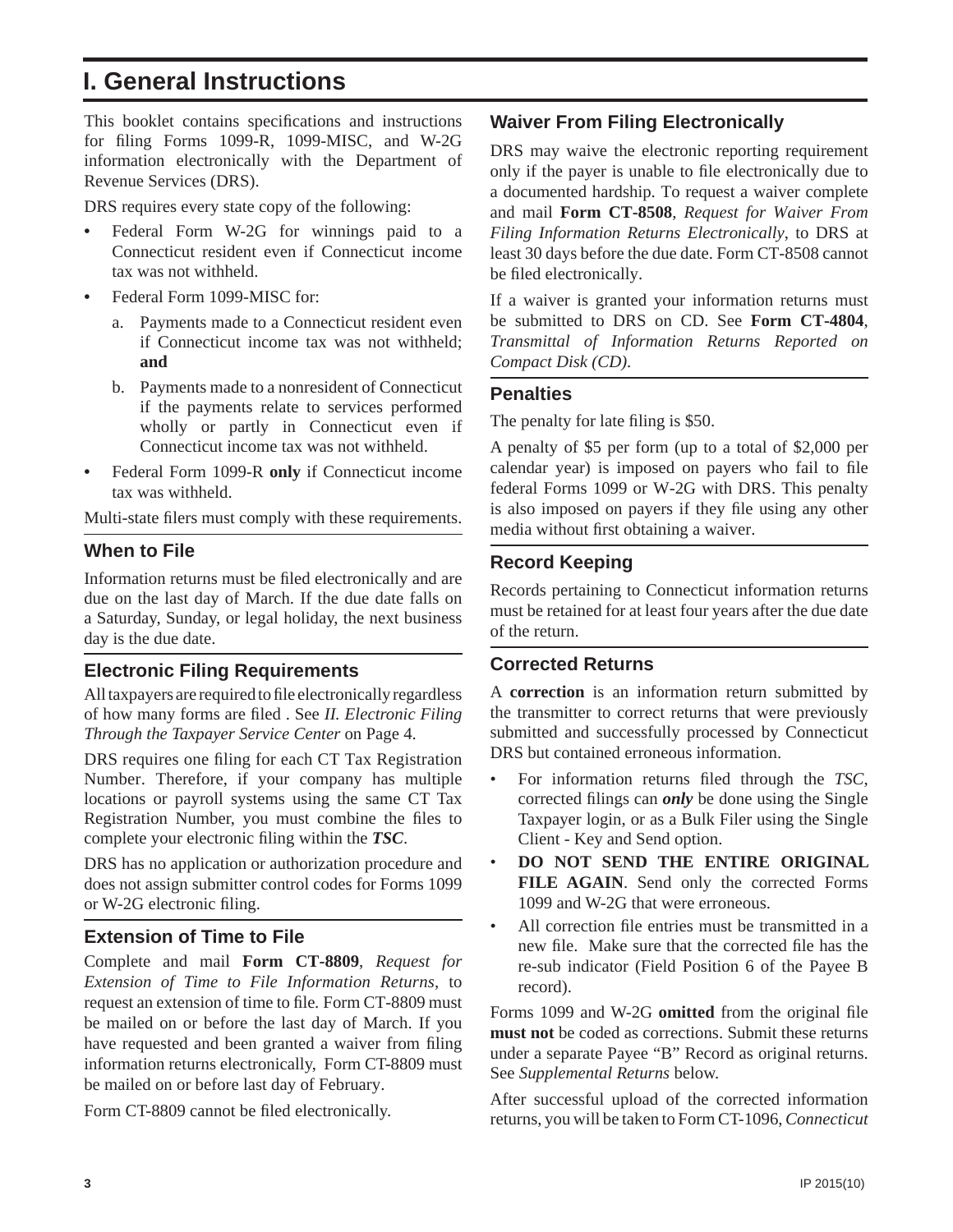# I. General Instructions

This booklet contains specifications and instructions for filing Forms 1099-R, 1099-MISC, and W-2G information electronically with the Department of Revenue Services (DRS).

DRS requires every state copy of the following:

- Federal Form W-2G for winnings paid to a Connecticut resident even if Connecticut income tax was not withheld.
- Federal Form 1099-MISC for:
  a. Payments made to a Connecticut resident even if Connecticut income tax was not withheld; **and**
  b. Payments made to a nonresident of Connecticut if the payments relate to services performed wholly or partly in Connecticut even if Connecticut income tax was not withheld.
- Federal Form 1099-R **only** if Connecticut income tax was withheld.

Multi-state filers must comply with these requirements.

## When to File

Information returns must be filed electronically and are due on the last day of March. If the due date falls on a Saturday, Sunday, or legal holiday, the next business day is the due date.

## Electronic Filing Requirements

All taxpayers are required to file electronically regardless of how many forms are filed . See *II. Electronic Filing Through the Taxpayer Service Center* on Page 4.

DRS requires one filing for each CT Tax Registration Number. Therefore, if your company has multiple locations or payroll systems using the same CT Tax Registration Number, you must combine the files to complete your electronic filing within the ***TSC***.

DRS has no application or authorization procedure and does not assign submitter control codes for Forms 1099 or W-2G electronic filing.

## Extension of Time to File

Complete and mail **Form CT-8809**, *Request for Extension of Time to File Information Returns*, to request an extension of time to file. Form CT-8809 must be mailed on or before the last day of March. If you have requested and been granted a waiver from filing information returns electronically, Form CT-8809 must be mailed on or before last day of February.

Form CT-8809 cannot be filed electronically.

## Waiver From Filing Electronically

DRS may waive the electronic reporting requirement only if the payer is unable to file electronically due to a documented hardship. To request a waiver complete and mail **Form CT-8508**, *Request for Waiver From Filing Information Returns Electronically*, to DRS at least 30 days before the due date. Form CT-8508 cannot be filed electronically.

If a waiver is granted your information returns must be submitted to DRS on CD. See **Form CT-4804**, *Transmittal of Information Returns Reported on Compact Disk (CD)*.

## Penalties

The penalty for late filing is $50.

A penalty of $5 per form (up to a total of $2,000 per calendar year) is imposed on payers who fail to file federal Forms 1099 or W-2G with DRS. This penalty is also imposed on payers if they file using any other media without first obtaining a waiver.

## Record Keeping

Records pertaining to Connecticut information returns must be retained for at least four years after the due date of the return.

## Corrected Returns

A **correction** is an information return submitted by the transmitter to correct returns that were previously submitted and successfully processed by Connecticut DRS but contained erroneous information.

- For information returns filed through the *TSC*, corrected filings can ***only*** be done using the Single Taxpayer login, or as a Bulk Filer using the Single Client - Key and Send option.
- **DO NOT SEND THE ENTIRE ORIGINAL FILE AGAIN**. Send only the corrected Forms 1099 and W-2G that were erroneous.
- All correction file entries must be transmitted in a new file. Make sure that the corrected file has the re-sub indicator (Field Position 6 of the Payee B record).

Forms 1099 and W-2G **omitted** from the original file **must not** be coded as corrections. Submit these returns under a separate Payee "B" Record as original returns. See *Supplemental Returns* below.

After successful upload of the corrected information returns, you will be taken to Form CT-1096, *Connecticut*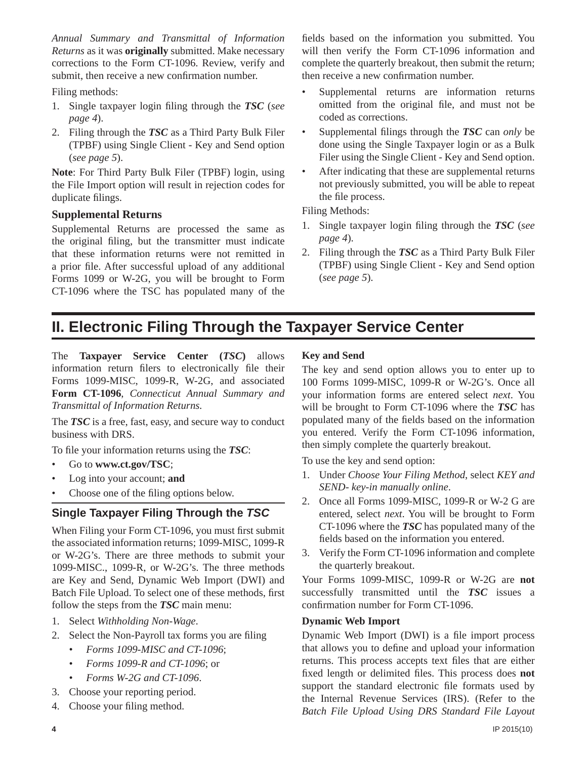*Annual Summary and Transmittal of Information Returns* as it was **originally** submitted. Make necessary corrections to the Form CT-1096. Review, verify and submit, then receive a new confirmation number.

Filing methods:

1. Single taxpayer login filing through the ***TSC*** (*see page 4*).
2. Filing through the ***TSC*** as a Third Party Bulk Filer (TPBF) using Single Client - Key and Send option (*see page 5*).

**Note**: For Third Party Bulk Filer (TPBF) login, using the File Import option will result in rejection codes for duplicate filings.

### Supplemental Returns

Supplemental Returns are processed the same as the original filing, but the transmitter must indicate that these information returns were not remitted in a prior file. After successful upload of any additional Forms 1099 or W-2G, you will be brought to Form CT-1096 where the TSC has populated many of the fields based on the information you submitted. You will then verify the Form CT-1096 information and complete the quarterly breakout, then submit the return; then receive a new confirmation number.

- Supplemental returns are information returns omitted from the original file, and must not be coded as corrections.
- Supplemental filings through the ***TSC*** can *only* be done using the Single Taxpayer login or as a Bulk Filer using the Single Client - Key and Send option.
- After indicating that these are supplemental returns not previously submitted, you will be able to repeat the file process.

Filing Methods:

1. Single taxpayer login filing through the ***TSC*** (*see page 4*).
2. Filing through the ***TSC*** as a Third Party Bulk Filer (TPBF) using Single Client - Key and Send option (*see page 5*).

# II. Electronic Filing Through the Taxpayer Service Center

The **Taxpayer Service Center (*TSC*)** allows information return filers to electronically file their Forms 1099-MISC, 1099-R, W-2G, and associated **Form CT-1096**, *Connecticut Annual Summary and Transmittal of Information Returns.*

The ***TSC*** is a free, fast, easy, and secure way to conduct business with DRS.

To file your information returns using the ***TSC***:

- Go to **www.ct.gov/TSC**;
- Log into your account; **and**
- Choose one of the filing options below.

## Single Taxpayer Filing Through the *TSC*

When Filing your Form CT-1096, you must first submit the associated information returns; 1099-MISC, 1099-R or W-2G's. There are three methods to submit your 1099-MISC., 1099-R, or W-2G's. The three methods are Key and Send, Dynamic Web Import (DWI) and Batch File Upload. To select one of these methods, first follow the steps from the ***TSC*** main menu:

1. Select *Withholding Non-Wage*.
2. Select the Non-Payroll tax forms you are filing
   - *Forms 1099-MISC and CT-1096*;
   - *Forms 1099-R and CT-1096*; or
   - *Forms W-2G and CT-1096*.
3. Choose your reporting period.
4. Choose your filing method.

### Key and Send

The key and send option allows you to enter up to 100 Forms 1099-MISC, 1099-R or W-2G's. Once all your information forms are entered select *next*. You will be brought to Form CT-1096 where the ***TSC*** has populated many of the fields based on the information you entered. Verify the Form CT-1096 information, then simply complete the quarterly breakout.

To use the key and send option:

1. Under *Choose Your Filing Method*, select *KEY and SEND- key-in manually online*.
2. Once all Forms 1099-MISC, 1099-R or W-2 G are entered, select *next*. You will be brought to Form CT-1096 where the ***TSC*** has populated many of the fields based on the information you entered.
3. Verify the Form CT-1096 information and complete the quarterly breakout.

Your Forms 1099-MISC, 1099-R or W-2G are **not** successfully transmitted until the ***TSC*** issues a confirmation number for Form CT-1096.

### Dynamic Web Import

Dynamic Web Import (DWI) is a file import process that allows you to define and upload your information returns. This process accepts text files that are either fixed length or delimited files. This process does **not** support the standard electronic file formats used by the Internal Revenue Services (IRS). (Refer to the *Batch File Upload Using DRS Standard File Layout*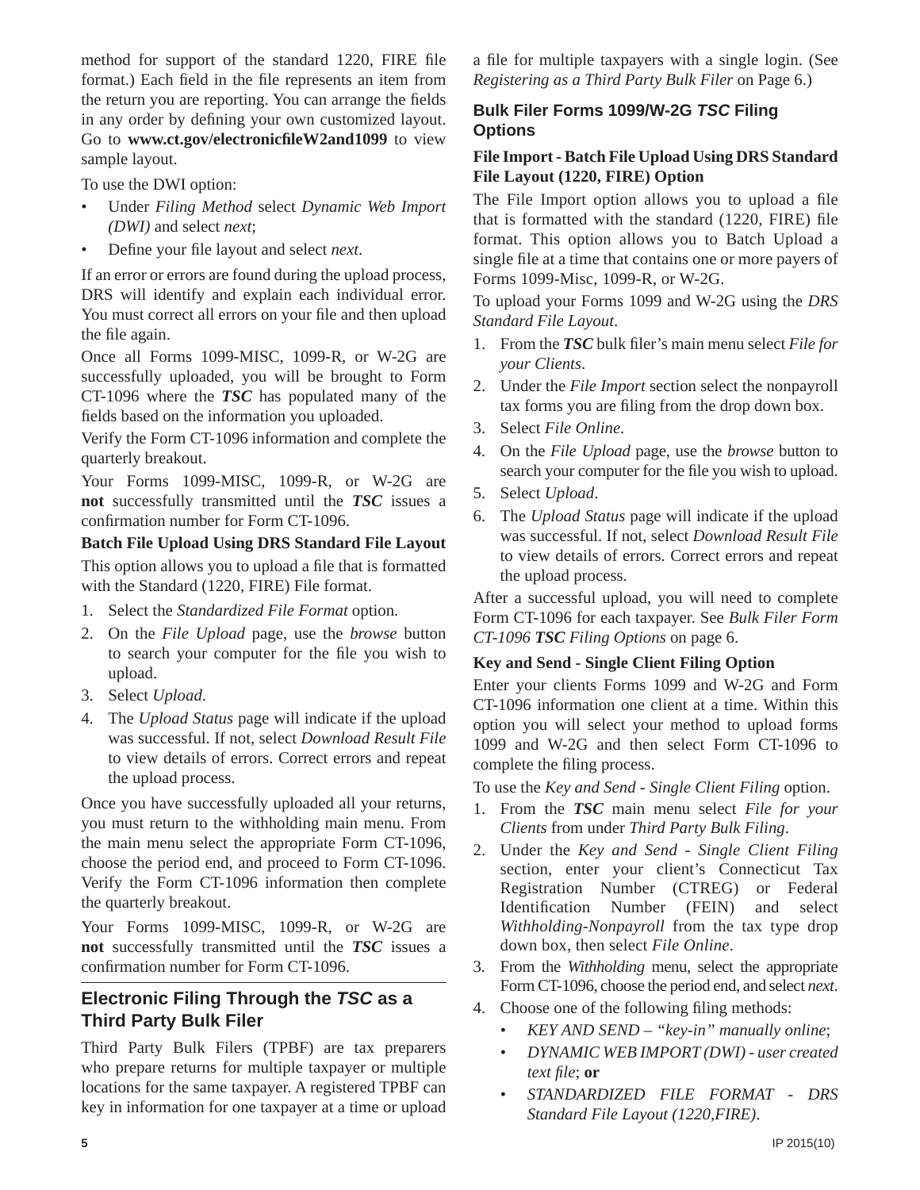method for support of the standard 1220, FIRE file format.) Each field in the file represents an item from the return you are reporting. You can arrange the fields in any order by defining your own customized layout. Go to **www.ct.gov/electronicfileW2and1099** to view sample layout.

To use the DWI option:

- Under *Filing Method* select *Dynamic Web Import (DWI)* and select *next*;
- Define your file layout and select *next*.

If an error or errors are found during the upload process, DRS will identify and explain each individual error. You must correct all errors on your file and then upload the file again.

Once all Forms 1099-MISC, 1099-R, or W-2G are successfully uploaded, you will be brought to Form CT-1096 where the ***TSC*** has populated many of the fields based on the information you uploaded.

Verify the Form CT-1096 information and complete the quarterly breakout.

Your Forms 1099-MISC, 1099-R, or W-2G are **not** successfully transmitted until the ***TSC*** issues a confirmation number for Form CT-1096.

**Batch File Upload Using DRS Standard File Layout**

This option allows you to upload a file that is formatted with the Standard (1220, FIRE) File format.

1. Select the *Standardized File Format* option.
2. On the *File Upload* page, use the *browse* button to search your computer for the file you wish to upload.
3. Select *Upload.*
4. The *Upload Status* page will indicate if the upload was successful. If not, select *Download Result File* to view details of errors. Correct errors and repeat the upload process.

Once you have successfully uploaded all your returns, you must return to the withholding main menu. From the main menu select the appropriate Form CT-1096, choose the period end, and proceed to Form CT-1096. Verify the Form CT-1096 information then complete the quarterly breakout.

Your Forms 1099-MISC, 1099-R, or W-2G are **not** successfully transmitted until the ***TSC*** issues a confirmation number for Form CT-1096.

## Electronic Filing Through the *TSC* as a Third Party Bulk Filer

Third Party Bulk Filers (TPBF) are tax preparers who prepare returns for multiple taxpayer or multiple locations for the same taxpayer. A registered TPBF can key in information for one taxpayer at a time or upload a file for multiple taxpayers with a single login. (See *Registering as a Third Party Bulk Filer* on Page 6.)

### Bulk Filer Forms 1099/W-2G *TSC* Filing Options

**File Import - Batch File Upload Using DRS Standard File Layout (1220, FIRE) Option**

The File Import option allows you to upload a file that is formatted with the standard (1220, FIRE) file format. This option allows you to Batch Upload a single file at a time that contains one or more payers of Forms 1099-Misc, 1099-R, or W-2G.

To upload your Forms 1099 and W-2G using the *DRS Standard File Layout*.

1. From the ***TSC*** bulk filer's main menu select *File for your Clients*.
2. Under the *File Import* section select the nonpayroll tax forms you are filing from the drop down box.
3. Select *File Online.*
4. On the *File Upload* page, use the *browse* button to search your computer for the file you wish to upload.
5. Select *Upload*.
6. The *Upload Status* page will indicate if the upload was successful. If not, select *Download Result File* to view details of errors. Correct errors and repeat the upload process.

After a successful upload, you will need to complete Form CT-1096 for each taxpayer. See *Bulk Filer Form CT-1096* ***TSC*** *Filing Options* on page 6.

**Key and Send - Single Client Filing Option**

Enter your clients Forms 1099 and W-2G and Form CT-1096 information one client at a time. Within this option you will select your method to upload forms 1099 and W-2G and then select Form CT-1096 to complete the filing process.

To use the *Key and Send - Single Client Filing* option.

1. From the ***TSC*** main menu select *File for your Clients* from under *Third Party Bulk Filing*.
2. Under the *Key and Send - Single Client Filing* section, enter your client's Connecticut Tax Registration Number (CTREG) or Federal Identification Number (FEIN) and select *Withholding-Nonpayroll* from the tax type drop down box, then select *File Online*.
3. From the *Withholding* menu, select the appropriate Form CT-1096, choose the period end, and select *next*.
4. Choose one of the following filing methods:
   - *KEY AND SEND – "key-in" manually online*;
   - *DYNAMIC WEB IMPORT (DWI) - user created text file*; **or**
   - *STANDARDIZED FILE FORMAT - DRS Standard File Layout (1220,FIRE)*.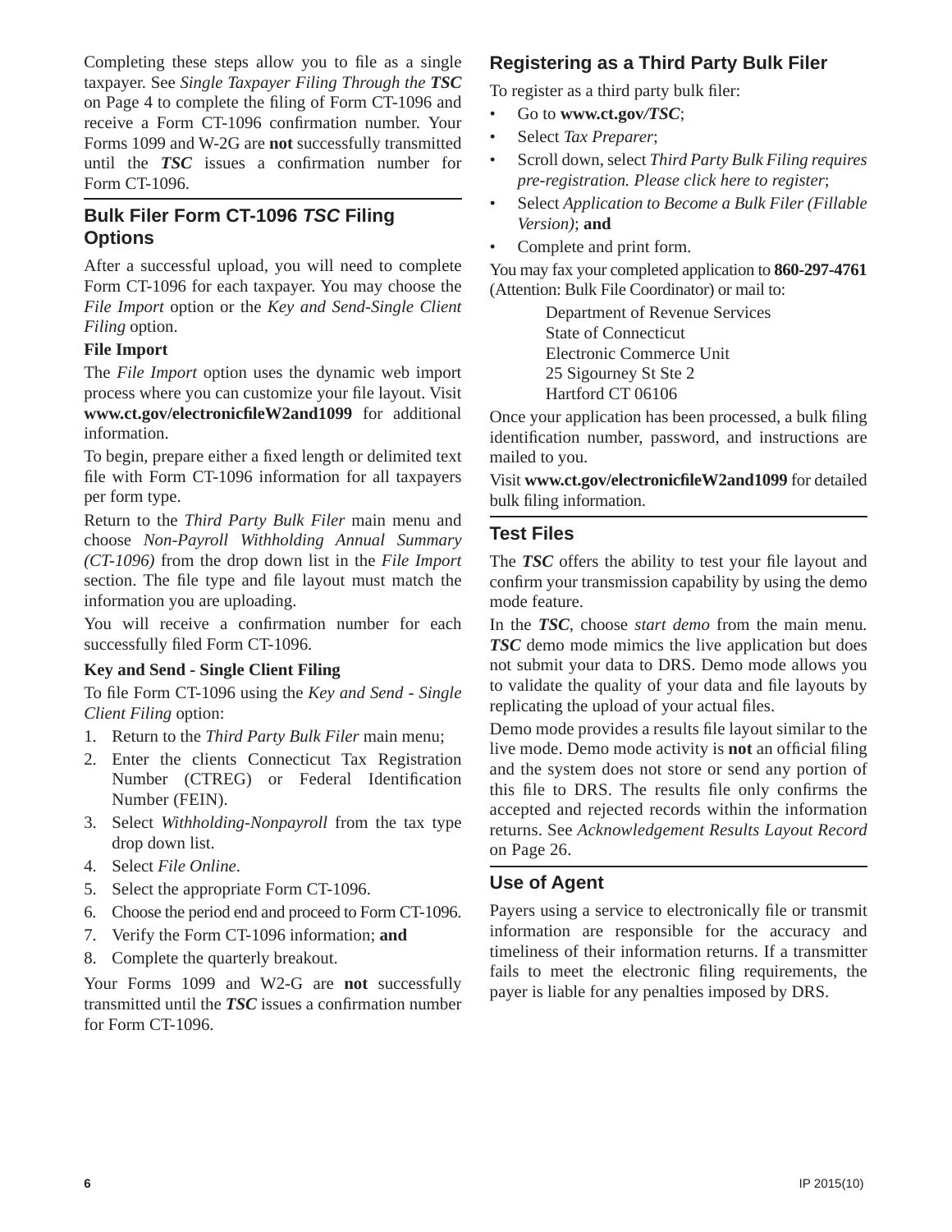Completing these steps allow you to file as a single taxpayer. See *Single Taxpayer Filing Through the **TSC*** on Page 4 to complete the filing of Form CT-1096 and receive a Form CT-1096 confirmation number. Your Forms 1099 and W-2G are **not** successfully transmitted until the ***TSC*** issues a confirmation number for Form CT-1096.

## Bulk Filer Form CT-1096 *TSC* Filing Options

After a successful upload, you will need to complete Form CT-1096 for each taxpayer. You may choose the *File Import* option or the *Key and Send-Single Client Filing* option.

**File Import**

The *File Import* option uses the dynamic web import process where you can customize your file layout. Visit **www.ct.gov/electronicfileW2and1099** for additional information.

To begin, prepare either a fixed length or delimited text file with Form CT-1096 information for all taxpayers per form type.

Return to the *Third Party Bulk Filer* main menu and choose *Non-Payroll Withholding Annual Summary (CT-1096)* from the drop down list in the *File Import* section. The file type and file layout must match the information you are uploading.

You will receive a confirmation number for each successfully filed Form CT-1096.

**Key and Send - Single Client Filing**

To file Form CT-1096 using the *Key and Send - Single Client Filing* option:

1. Return to the *Third Party Bulk Filer* main menu;
2. Enter the clients Connecticut Tax Registration Number (CTREG) or Federal Identification Number (FEIN).
3. Select *Withholding-Nonpayroll* from the tax type drop down list.
4. Select *File Online*.
5. Select the appropriate Form CT-1096.
6. Choose the period end and proceed to Form CT-1096.
7. Verify the Form CT-1096 information; **and**
8. Complete the quarterly breakout.

Your Forms 1099 and W2-G are **not** successfully transmitted until the ***TSC*** issues a confirmation number for Form CT-1096.

## Registering as a Third Party Bulk Filer

To register as a third party bulk filer:

- Go to **www.ct.gov/*TSC***;
- Select *Tax Preparer*;
- Scroll down, select *Third Party Bulk Filing requires pre-registration. Please click here to register*;
- Select *Application to Become a Bulk Filer (Fillable Version)*; **and**
- Complete and print form.

You may fax your completed application to **860-297-4761** (Attention: Bulk File Coordinator) or mail to:

Department of Revenue Services
State of Connecticut
Electronic Commerce Unit
25 Sigourney St Ste 2
Hartford CT 06106

Once your application has been processed, a bulk filing identification number, password, and instructions are mailed to you.

Visit **www.ct.gov/electronicfileW2and1099** for detailed bulk filing information.

## Test Files

The ***TSC*** offers the ability to test your file layout and confirm your transmission capability by using the demo mode feature.

In the ***TSC***, choose *start demo* from the main menu. ***TSC*** demo mode mimics the live application but does not submit your data to DRS. Demo mode allows you to validate the quality of your data and file layouts by replicating the upload of your actual files.

Demo mode provides a results file layout similar to the live mode. Demo mode activity is **not** an official filing and the system does not store or send any portion of this file to DRS. The results file only confirms the accepted and rejected records within the information returns. See *Acknowledgement Results Layout Record* on Page 26.

## Use of Agent

Payers using a service to electronically file or transmit information are responsible for the accuracy and timeliness of their information returns. If a transmitter fails to meet the electronic filing requirements, the payer is liable for any penalties imposed by DRS.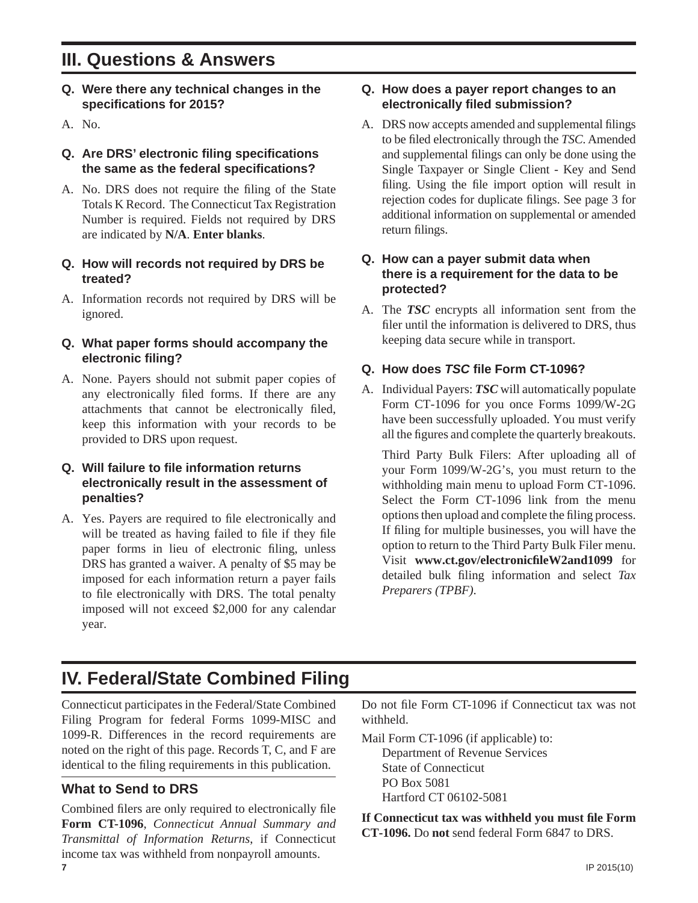## III. Questions & Answers

**Q. Were there any technical changes in the specifications for 2015?**

A. No.

**Q. Are DRS' electronic filing specifications the same as the federal specifications?**

A. No. DRS does not require the filing of the State Totals K Record. The Connecticut Tax Registration Number is required. Fields not required by DRS are indicated by **N/A**. **Enter blanks**.

**Q. How will records not required by DRS be treated?**

A. Information records not required by DRS will be ignored.

**Q. What paper forms should accompany the electronic filing?**

A. None. Payers should not submit paper copies of any electronically filed forms. If there are any attachments that cannot be electronically filed, keep this information with your records to be provided to DRS upon request.

**Q. Will failure to file information returns electronically result in the assessment of penalties?**

A. Yes. Payers are required to file electronically and will be treated as having failed to file if they file paper forms in lieu of electronic filing, unless DRS has granted a waiver. A penalty of $5 may be imposed for each information return a payer fails to file electronically with DRS. The total penalty imposed will not exceed $2,000 for any calendar year.

**Q. How does a payer report changes to an electronically filed submission?**

A. DRS now accepts amended and supplemental filings to be filed electronically through the *TSC*. Amended and supplemental filings can only be done using the Single Taxpayer or Single Client - Key and Send filing. Using the file import option will result in rejection codes for duplicate filings. See page 3 for additional information on supplemental or amended return filings.

**Q. How can a payer submit data when there is a requirement for the data to be protected?**

A. The ***TSC*** encrypts all information sent from the filer until the information is delivered to DRS, thus keeping data secure while in transport.

**Q. How does *TSC* file Form CT-1096?**

A. Individual Payers: ***TSC*** will automatically populate Form CT-1096 for you once Forms 1099/W-2G have been successfully uploaded. You must verify all the figures and complete the quarterly breakouts.

Third Party Bulk Filers: After uploading all of your Form 1099/W-2G's, you must return to the withholding main menu to upload Form CT-1096. Select the Form CT-1096 link from the menu options then upload and complete the filing process. If filing for multiple businesses, you will have the option to return to the Third Party Bulk Filer menu. Visit **www.ct.gov/electronicfileW2and1099** for detailed bulk filing information and select *Tax Preparers (TPBF)*.

## IV. Federal/State Combined Filing

Connecticut participates in the Federal/State Combined Filing Program for federal Forms 1099-MISC and 1099-R. Differences in the record requirements are noted on the right of this page. Records T, C, and F are identical to the filing requirements in this publication.

### What to Send to DRS

Combined filers are only required to electronically file **Form CT-1096**, *Connecticut Annual Summary and Transmittal of Information Returns*, if Connecticut income tax was withheld from nonpayroll amounts.

Do not file Form CT-1096 if Connecticut tax was not withheld.

Mail Form CT-1096 (if applicable) to:
Department of Revenue Services
State of Connecticut
PO Box 5081
Hartford CT 06102-5081

**If Connecticut tax was withheld you must file Form CT-1096.** Do **not** send federal Form 6847 to DRS.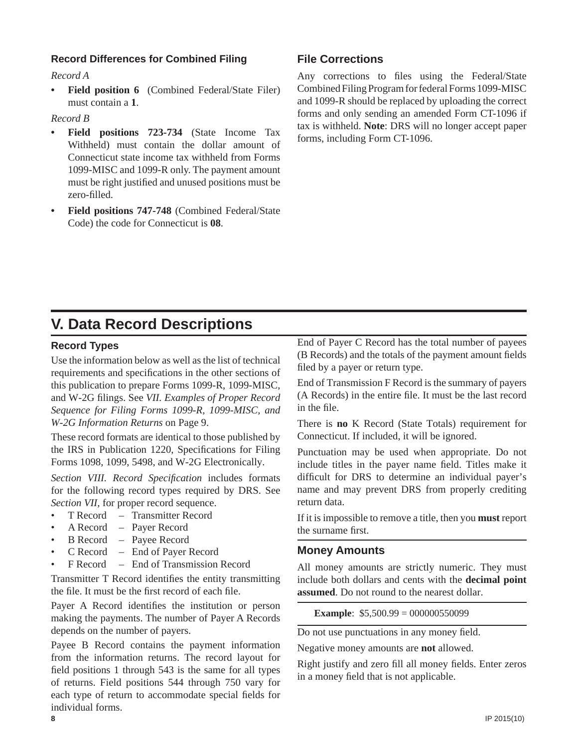### Record Differences for Combined Filing

*Record A*

- **Field position 6** (Combined Federal/State Filer) must contain a **1**.

*Record B*

- **Field positions 723-734** (State Income Tax Withheld) must contain the dollar amount of Connecticut state income tax withheld from Forms 1099-MISC and 1099-R only. The payment amount must be right justified and unused positions must be zero-filled.
- **Field positions 747-748** (Combined Federal/State Code) the code for Connecticut is **08**.

### File Corrections

Any corrections to files using the Federal/State Combined Filing Program for federal Forms 1099-MISC and 1099-R should be replaced by uploading the correct forms and only sending an amended Form CT-1096 if tax is withheld. **Note**: DRS will no longer accept paper forms, including Form CT-1096.

## V. Data Record Descriptions

### Record Types

Use the information below as well as the list of technical requirements and specifications in the other sections of this publication to prepare Forms 1099-R, 1099-MISC, and W-2G filings. See *VII. Examples of Proper Record Sequence for Filing Forms 1099-R, 1099-MISC, and W-2G Information Returns* on Page 9.

These record formats are identical to those published by the IRS in Publication 1220, Specifications for Filing Forms 1098, 1099, 5498, and W-2G Electronically.

*Section VIII. Record Specification* includes formats for the following record types required by DRS. See *Section VII,* for proper record sequence.

- T Record – Transmitter Record
- A Record – Payer Record
- B Record – Payee Record
- C Record – End of Payer Record
- F Record – End of Transmission Record

Transmitter T Record identifies the entity transmitting the file. It must be the first record of each file.

Payer A Record identifies the institution or person making the payments. The number of Payer A Records depends on the number of payers.

Payee B Record contains the payment information from the information returns. The record layout for field positions 1 through 543 is the same for all types of returns. Field positions 544 through 750 vary for each type of return to accommodate special fields for individual forms.

End of Payer C Record has the total number of payees (B Records) and the totals of the payment amount fields filed by a payer or return type.

End of Transmission F Record is the summary of payers (A Records) in the entire file. It must be the last record in the file.

There is **no** K Record (State Totals) requirement for Connecticut. If included, it will be ignored.

Punctuation may be used when appropriate. Do not include titles in the payer name field. Titles make it difficult for DRS to determine an individual payer's name and may prevent DRS from properly crediting return data.

If it is impossible to remove a title, then you **must** report the surname first.

### Money Amounts

All money amounts are strictly numeric. They must include both dollars and cents with the **decimal point assumed**. Do not round to the nearest dollar.

**Example**: $5,500.99 = 000000550099

Do not use punctuations in any money field.

Negative money amounts are **not** allowed.

Right justify and zero fill all money fields. Enter zeros in a money field that is not applicable.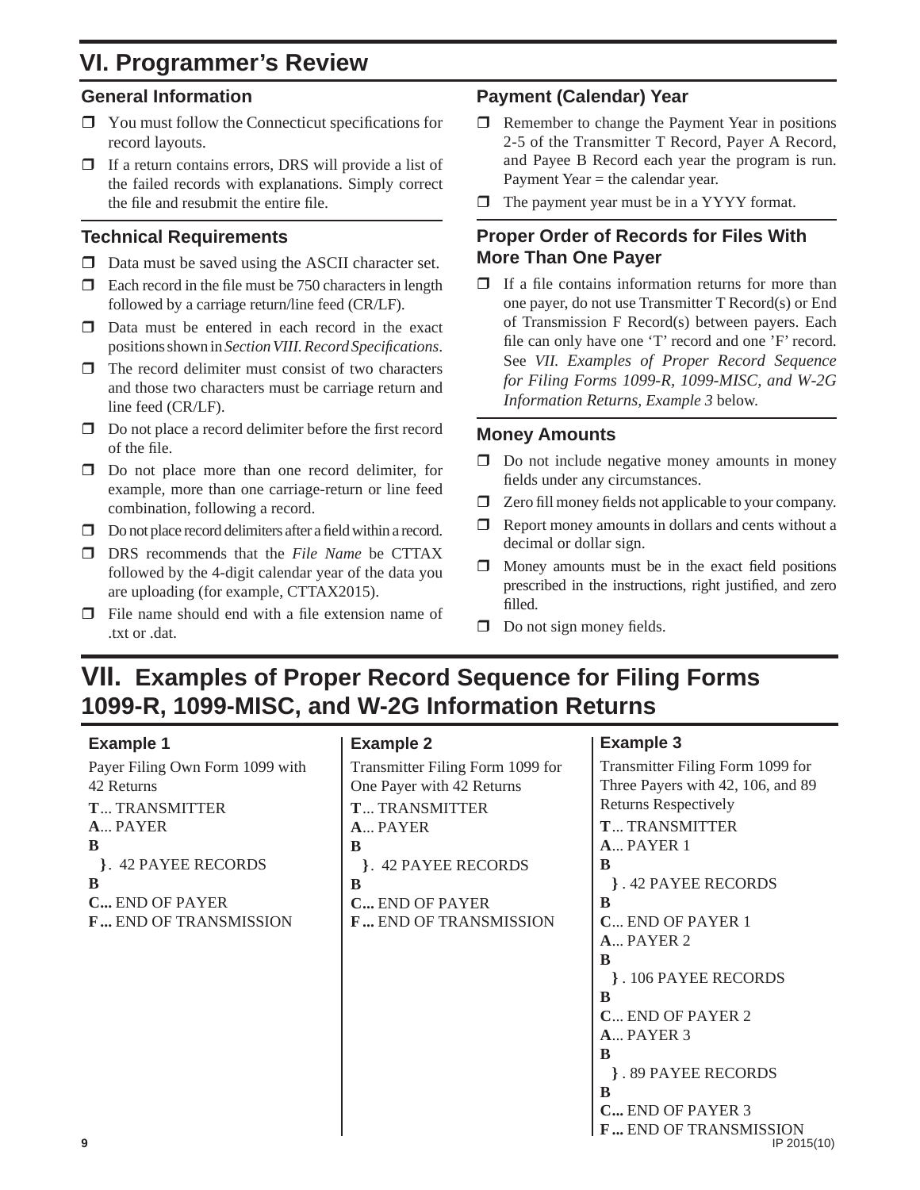# VI. Programmer's Review

## General Information

- ❒ You must follow the Connecticut specifications for record layouts.
- ❒ If a return contains errors, DRS will provide a list of the failed records with explanations. Simply correct the file and resubmit the entire file.

## Technical Requirements

- ❒ Data must be saved using the ASCII character set.
- ❒ Each record in the file must be 750 characters in length followed by a carriage return/line feed (CR/LF).
- ❒ Data must be entered in each record in the exact positions shown in *Section VIII. Record Specifications*.
- ❒ The record delimiter must consist of two characters and those two characters must be carriage return and line feed (CR/LF).
- ❒ Do not place a record delimiter before the first record of the file.
- ❒ Do not place more than one record delimiter, for example, more than one carriage-return or line feed combination, following a record.
- ❒ Do not place record delimiters after a field within a record.
- ❒ DRS recommends that the *File Name* be CTTAX followed by the 4-digit calendar year of the data you are uploading (for example, CTTAX2015).
- ❒ File name should end with a file extension name of .txt or .dat.

## Payment (Calendar) Year

- ❒ Remember to change the Payment Year in positions 2-5 of the Transmitter T Record, Payer A Record, and Payee B Record each year the program is run. Payment Year = the calendar year.
- ❒ The payment year must be in a YYYY format.

## Proper Order of Records for Files With More Than One Payer

- ❒ If a file contains information returns for more than one payer, do not use Transmitter T Record(s) or End of Transmission F Record(s) between payers. Each file can only have one 'T' record and one 'F' record. See *VII. Examples of Proper Record Sequence for Filing Forms 1099-R, 1099-MISC, and W-2G Information Returns, Example 3* below.

## Money Amounts

- ❒ Do not include negative money amounts in money fields under any circumstances.
- ❒ Zero fill money fields not applicable to your company.
- ❒ Report money amounts in dollars and cents without a decimal or dollar sign.
- ❒ Money amounts must be in the exact field positions prescribed in the instructions, right justified, and zero filled.
- ❒ Do not sign money fields.

# VII. Examples of Proper Record Sequence for Filing Forms 1099-R, 1099-MISC, and W-2G Information Returns

### Example 1

Payer Filing Own Form 1099 with 42 Returns

**T**... TRANSMITTER
**A**... PAYER
**B**
**}**. 42 PAYEE RECORDS
**B**
**C...** END OF PAYER
**F ...** END OF TRANSMISSION

### Example 2

Transmitter Filing Form 1099 for One Payer with 42 Returns

**T**... TRANSMITTER
**A**... PAYER
**B**
**}**. 42 PAYEE RECORDS
**B**
**C...** END OF PAYER
**F ...** END OF TRANSMISSION

### Example 3

Transmitter Filing Form 1099 for Three Payers with 42, 106, and 89 Returns Respectively

**T**... TRANSMITTER
**A**... PAYER 1
**B**
**}** . 42 PAYEE RECORDS
**B**
**C**... END OF PAYER 1
**A**... PAYER 2
**B**
**}** . 106 PAYEE RECORDS
**B**
**C**... END OF PAYER 2
**A**... PAYER 3
**B**
**}** . 89 PAYEE RECORDS
**B**
**C...** END OF PAYER 3
**F ...** END OF TRANSMISSION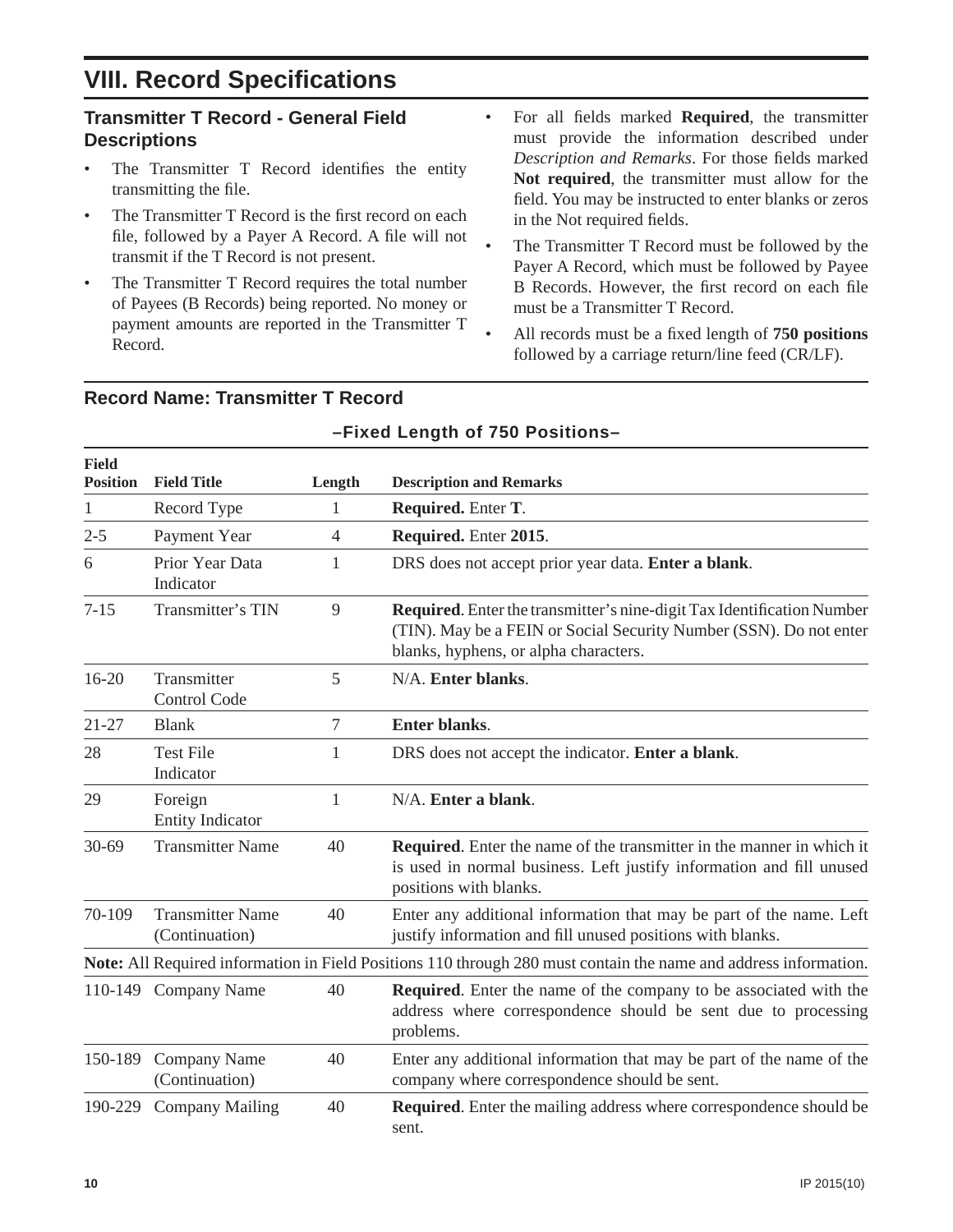# VIII. Record Specifications

## Transmitter T Record - General Field Descriptions

- The Transmitter T Record identifies the entity transmitting the file.
- The Transmitter T Record is the first record on each file, followed by a Payer A Record. A file will not transmit if the T Record is not present.
- The Transmitter T Record requires the total number of Payees (B Records) being reported. No money or payment amounts are reported in the Transmitter T Record.
- For all fields marked **Required**, the transmitter must provide the information described under *Description and Remarks*. For those fields marked **Not required**, the transmitter must allow for the field. You may be instructed to enter blanks or zeros in the Not required fields.
- The Transmitter T Record must be followed by the Payer A Record, which must be followed by Payee B Records. However, the first record on each file must be a Transmitter T Record.
- All records must be a fixed length of **750 positions** followed by a carriage return/line feed (CR/LF).

## Record Name: Transmitter T Record

**–Fixed Length of 750 Positions–**

| Field Position | Field Title | Length | Description and Remarks |
|---|---|---|---|
| 1 | Record Type | 1 | **Required.** Enter **T**. |
| 2-5 | Payment Year | 4 | **Required.** Enter **2015**. |
| 6 | Prior Year Data Indicator | 1 | DRS does not accept prior year data. **Enter a blank**. |
| 7-15 | Transmitter's TIN | 9 | **Required**. Enter the transmitter's nine-digit Tax Identification Number (TIN). May be a FEIN or Social Security Number (SSN). Do not enter blanks, hyphens, or alpha characters. |
| 16-20 | Transmitter Control Code | 5 | N/A. **Enter blanks**. |
| 21-27 | Blank | 7 | **Enter blanks**. |
| 28 | Test File Indicator | 1 | DRS does not accept the indicator. **Enter a blank**. |
| 29 | Foreign Entity Indicator | 1 | N/A. **Enter a blank**. |
| 30-69 | Transmitter Name | 40 | **Required**. Enter the name of the transmitter in the manner in which it is used in normal business. Left justify information and fill unused positions with blanks. |
| 70-109 | Transmitter Name (Continuation) | 40 | Enter any additional information that may be part of the name. Left justify information and fill unused positions with blanks. |
| **Note:** All Required information in Field Positions 110 through 280 must contain the name and address information. | | | |
| 110-149 | Company Name | 40 | **Required**. Enter the name of the company to be associated with the address where correspondence should be sent due to processing problems. |
| 150-189 | Company Name (Continuation) | 40 | Enter any additional information that may be part of the name of the company where correspondence should be sent. |
| 190-229 | Company Mailing | 40 | **Required**. Enter the mailing address where correspondence should be sent. |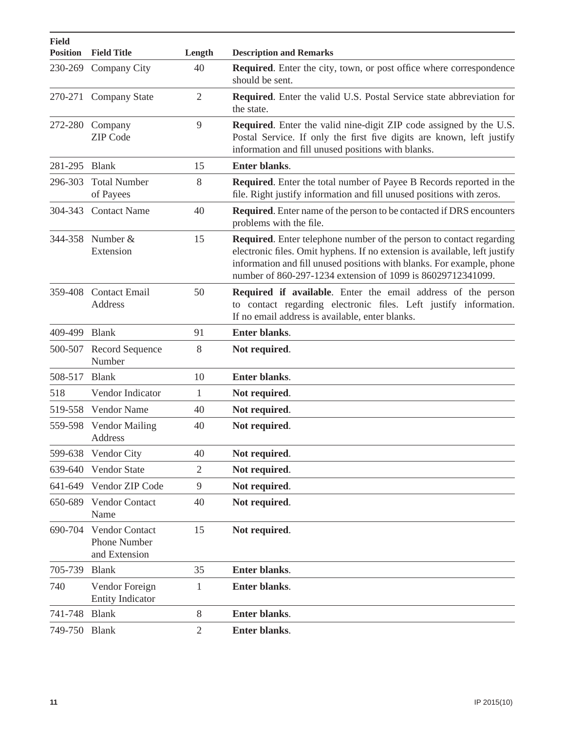| Field Position | Field Title | Length | Description and Remarks |
|---|---|---|---|
| 230-269 | Company City | 40 | **Required**. Enter the city, town, or post office where correspondence should be sent. |
| 270-271 | Company State | 2 | **Required**. Enter the valid U.S. Postal Service state abbreviation for the state. |
| 272-280 | Company ZIP Code | 9 | **Required**. Enter the valid nine-digit ZIP code assigned by the U.S. Postal Service. If only the first five digits are known, left justify information and fill unused positions with blanks. |
| 281-295 | Blank | 15 | **Enter blanks**. |
| 296-303 | Total Number of Payees | 8 | **Required**. Enter the total number of Payee B Records reported in the file. Right justify information and fill unused positions with zeros. |
| 304-343 | Contact Name | 40 | **Required**. Enter name of the person to be contacted if DRS encounters problems with the file. |
| 344-358 | Number & Extension | 15 | **Required**. Enter telephone number of the person to contact regarding electronic files. Omit hyphens. If no extension is available, left justify information and fill unused positions with blanks. For example, phone number of 860-297-1234 extension of 1099 is 86029712341099. |
| 359-408 | Contact Email Address | 50 | **Required if available**. Enter the email address of the person to contact regarding electronic files. Left justify information. If no email address is available, enter blanks. |
| 409-499 | Blank | 91 | **Enter blanks**. |
| 500-507 | Record Sequence Number | 8 | **Not required**. |
| 508-517 | Blank | 10 | **Enter blanks**. |
| 518 | Vendor Indicator | 1 | **Not required**. |
| 519-558 | Vendor Name | 40 | **Not required**. |
| 559-598 | Vendor Mailing Address | 40 | **Not required**. |
| 599-638 | Vendor City | 40 | **Not required**. |
| 639-640 | Vendor State | 2 | **Not required**. |
| 641-649 | Vendor ZIP Code | 9 | **Not required**. |
| 650-689 | Vendor Contact Name | 40 | **Not required**. |
| 690-704 | Vendor Contact Phone Number and Extension | 15 | **Not required**. |
| 705-739 | Blank | 35 | **Enter blanks**. |
| 740 | Vendor Foreign Entity Indicator | 1 | **Enter blanks**. |
| 741-748 | Blank | 8 | **Enter blanks**. |
| 749-750 | Blank | 2 | **Enter blanks**. |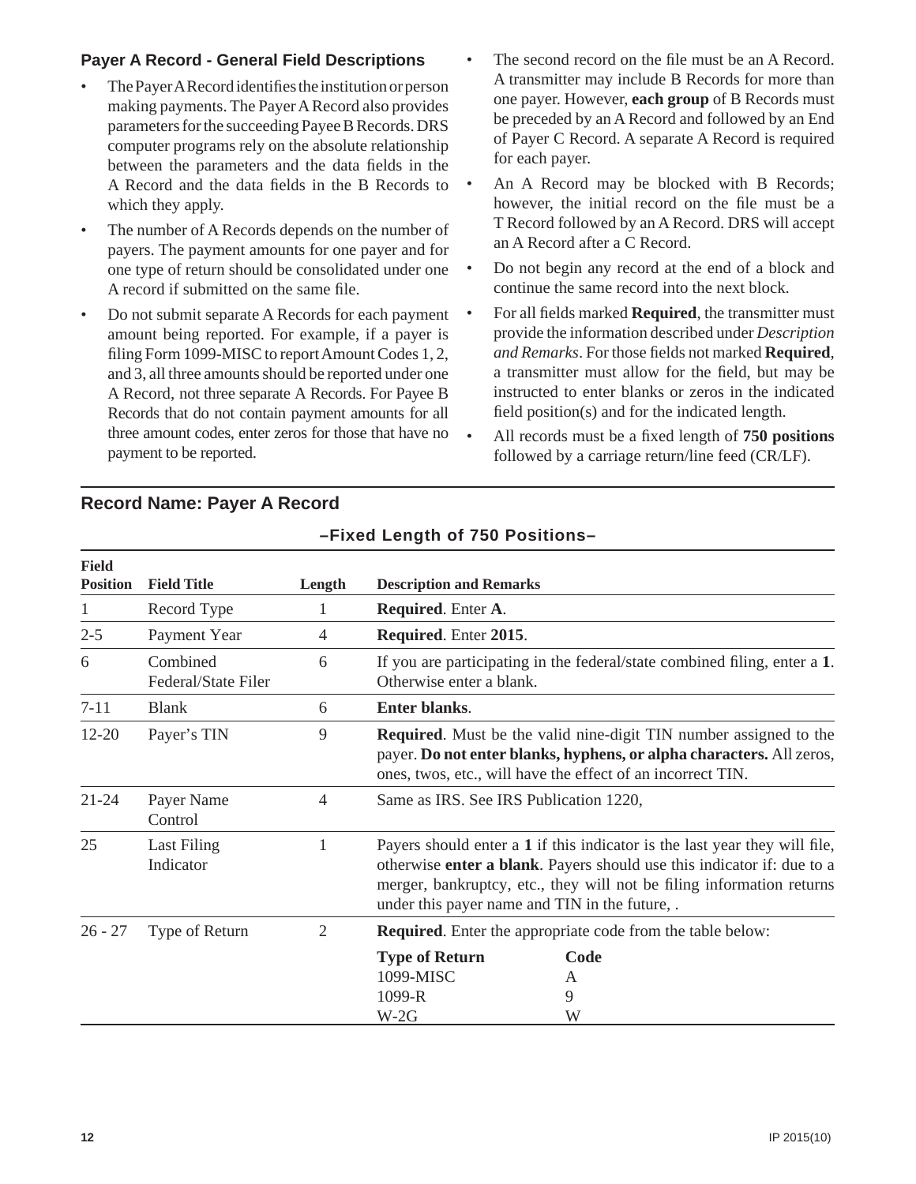### Payer A Record - General Field Descriptions

- The Payer A Record identifies the institution or person making payments. The Payer A Record also provides parameters for the succeeding Payee B Records. DRS computer programs rely on the absolute relationship between the parameters and the data fields in the A Record and the data fields in the B Records to which they apply.
- The number of A Records depends on the number of payers. The payment amounts for one payer and for one type of return should be consolidated under one A record if submitted on the same file.
- Do not submit separate A Records for each payment amount being reported. For example, if a payer is filing Form 1099-MISC to report Amount Codes 1, 2, and 3, all three amounts should be reported under one A Record, not three separate A Records. For Payee B Records that do not contain payment amounts for all three amount codes, enter zeros for those that have no payment to be reported.
- The second record on the file must be an A Record. A transmitter may include B Records for more than one payer. However, **each group** of B Records must be preceded by an A Record and followed by an End of Payer C Record. A separate A Record is required for each payer.
- An A Record may be blocked with B Records; however, the initial record on the file must be a T Record followed by an A Record. DRS will accept an A Record after a C Record.
- Do not begin any record at the end of a block and continue the same record into the next block.
- For all fields marked **Required**, the transmitter must provide the information described under *Description and Remarks*. For those fields not marked **Required**, a transmitter must allow for the field, but may be instructed to enter blanks or zeros in the indicated field position(s) and for the indicated length.
- All records must be a fixed length of **750 positions** followed by a carriage return/line feed (CR/LF).

## Record Name: Payer A Record

**–Fixed Length of 750 Positions–**

| Field Position | Field Title | Length | Description and Remarks |
|---|---|---|---|
| 1 | Record Type | 1 | **Required**. Enter **A**. |
| 2-5 | Payment Year | 4 | **Required**. Enter **2015**. |
| 6 | Combined Federal/State Filer | 6 | If you are participating in the federal/state combined filing, enter a **1**. Otherwise enter a blank. |
| 7-11 | Blank | 6 | **Enter blanks**. |
| 12-20 | Payer's TIN | 9 | **Required**. Must be the valid nine-digit TIN number assigned to the payer. **Do not enter blanks, hyphens, or alpha characters.** All zeros, ones, twos, etc., will have the effect of an incorrect TIN. |
| 21-24 | Payer Name Control | 4 | Same as IRS. See IRS Publication 1220, |
| 25 | Last Filing Indicator | 1 | Payers should enter a **1** if this indicator is the last year they will file, otherwise **enter a blank**. Payers should use this indicator if: due to a merger, bankruptcy, etc., they will not be filing information returns under this payer name and TIN in the future, . |
| 26 - 27 | Type of Return | 2 | **Required**. Enter the appropriate code from the table below:<br>**Type of Return** — **Code**<br>1099-MISC — A<br>1099-R — 9<br>W-2G — W |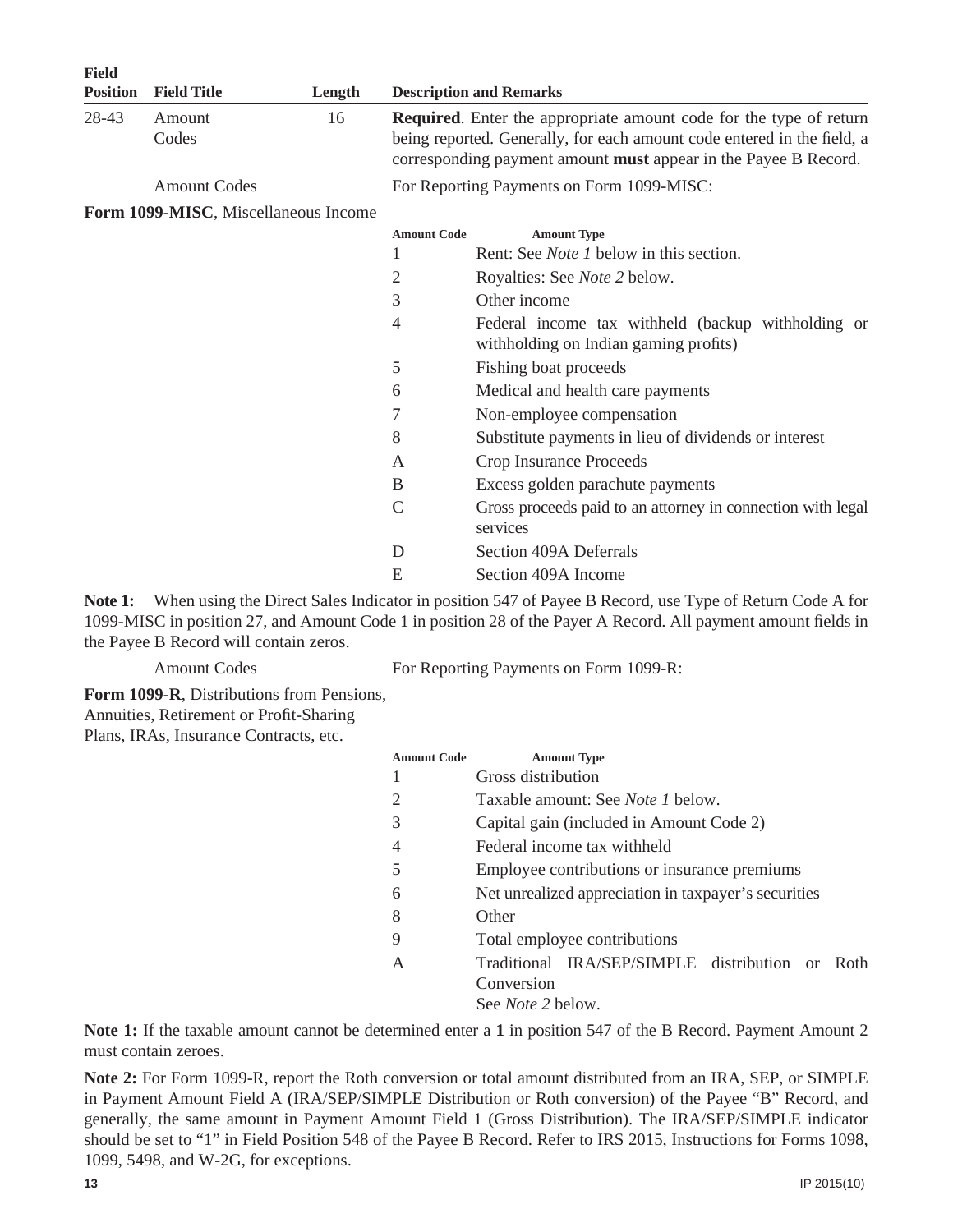| Field Position | Field Title | Length | Description and Remarks |
|---|---|---|---|
| 28-43 | Amount Codes | 16 | **Required**. Enter the appropriate amount code for the type of return being reported. Generally, for each amount code entered in the field, a corresponding payment amount **must** appear in the Payee B Record. |

Amount Codes — For Reporting Payments on Form 1099-MISC:

**Form 1099-MISC**, Miscellaneous Income

| Amount Code | Amount Type |
|---|---|
| 1 | Rent: See *Note 1* below in this section. |
| 2 | Royalties: See *Note 2* below. |
| 3 | Other income |
| 4 | Federal income tax withheld (backup withholding or withholding on Indian gaming profits) |
| 5 | Fishing boat proceeds |
| 6 | Medical and health care payments |
| 7 | Non-employee compensation |
| 8 | Substitute payments in lieu of dividends or interest |
| A | Crop Insurance Proceeds |
| B | Excess golden parachute payments |
| C | Gross proceeds paid to an attorney in connection with legal services |
| D | Section 409A Deferrals |
| E | Section 409A Income |

**Note 1:** When using the Direct Sales Indicator in position 547 of Payee B Record, use Type of Return Code A for 1099-MISC in position 27, and Amount Code 1 in position 28 of the Payer A Record. All payment amount fields in the Payee B Record will contain zeros.

Amount Codes — For Reporting Payments on Form 1099-R:

**Form 1099-R**, Distributions from Pensions, Annuities, Retirement or Profit-Sharing Plans, IRAs, Insurance Contracts, etc.

| Amount Code | Amount Type |
|---|---|
| 1 | Gross distribution |
| 2 | Taxable amount: See *Note 1* below. |
| 3 | Capital gain (included in Amount Code 2) |
| 4 | Federal income tax withheld |
| 5 | Employee contributions or insurance premiums |
| 6 | Net unrealized appreciation in taxpayer's securities |
| 8 | Other |
| 9 | Total employee contributions |
| A | Traditional IRA/SEP/SIMPLE distribution or Roth Conversion<br>See *Note 2* below. |

**Note 1:** If the taxable amount cannot be determined enter a **1** in position 547 of the B Record. Payment Amount 2 must contain zeroes.

**Note 2:** For Form 1099-R, report the Roth conversion or total amount distributed from an IRA, SEP, or SIMPLE in Payment Amount Field A (IRA/SEP/SIMPLE Distribution or Roth conversion) of the Payee "B" Record, and generally, the same amount in Payment Amount Field 1 (Gross Distribution). The IRA/SEP/SIMPLE indicator should be set to "1" in Field Position 548 of the Payee B Record. Refer to IRS 2015, Instructions for Forms 1098, 1099, 5498, and W-2G, for exceptions.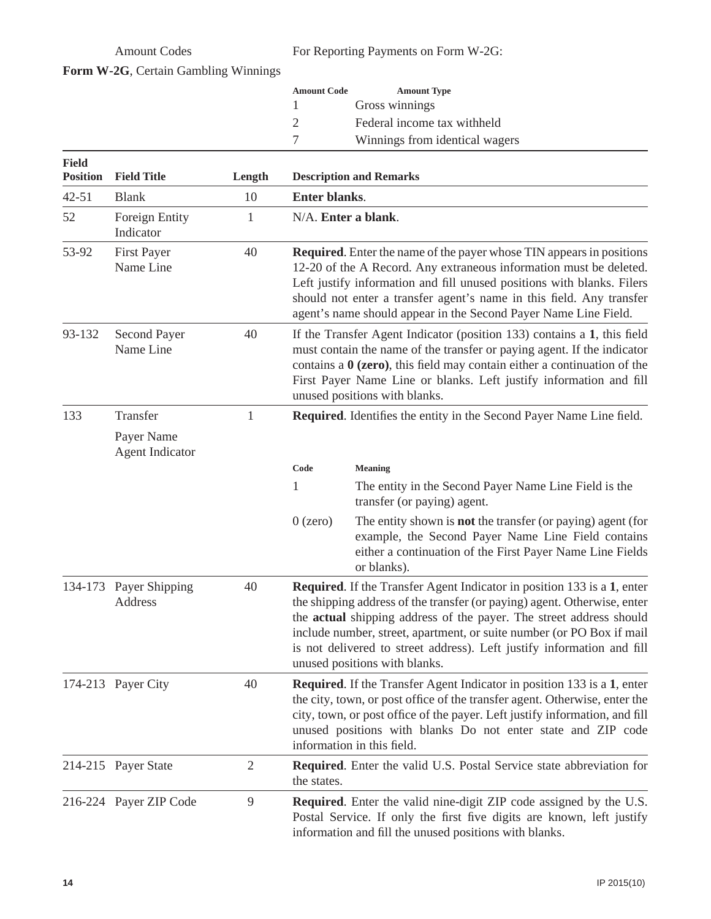Amount Codes

**Form W-2G**, Certain Gambling Winnings

For Reporting Payments on Form W-2G:

| Amount Code | Amount Type |
|---|---|
| 1 | Gross winnings |
| 2 | Federal income tax withheld |
| 7 | Winnings from identical wagers |

| Field Position | Field Title | Length | Description and Remarks |
|---|---|---|---|
| 42-51 | Blank | 10 | **Enter blanks**. |
| 52 | Foreign Entity Indicator | 1 | N/A. **Enter a blank**. |
| 53-92 | First Payer Name Line | 40 | **Required**. Enter the name of the payer whose TIN appears in positions 12-20 of the A Record. Any extraneous information must be deleted. Left justify information and fill unused positions with blanks. Filers should not enter a transfer agent's name in this field. Any transfer agent's name should appear in the Second Payer Name Line Field. |
| 93-132 | Second Payer Name Line | 40 | If the Transfer Agent Indicator (position 133) contains a **1**, this field must contain the name of the transfer or paying agent. If the indicator contains a **0 (zero)**, this field may contain either a continuation of the First Payer Name Line or blanks. Left justify information and fill unused positions with blanks. |
| 133 | Transfer Payer Name Agent Indicator | 1 | **Required**. Identifies the entity in the Second Payer Name Line field.<br><br>**Code** / **Meaning**<br>1 — The entity in the Second Payer Name Line Field is the transfer (or paying) agent.<br>0 (zero) — The entity shown is **not** the transfer (or paying) agent (for example, the Second Payer Name Line Field contains either a continuation of the First Payer Name Line Fields or blanks). |
| 134-173 | Payer Shipping Address | 40 | **Required**. If the Transfer Agent Indicator in position 133 is a **1**, enter the shipping address of the transfer (or paying) agent. Otherwise, enter the **actual** shipping address of the payer. The street address should include number, street, apartment, or suite number (or PO Box if mail is not delivered to street address). Left justify information and fill unused positions with blanks. |
| 174-213 | Payer City | 40 | **Required**. If the Transfer Agent Indicator in position 133 is a **1**, enter the city, town, or post office of the transfer agent. Otherwise, enter the city, town, or post office of the payer. Left justify information, and fill unused positions with blanks Do not enter state and ZIP code information in this field. |
| 214-215 | Payer State | 2 | **Required**. Enter the valid U.S. Postal Service state abbreviation for the states. |
| 216-224 | Payer ZIP Code | 9 | **Required**. Enter the valid nine-digit ZIP code assigned by the U.S. Postal Service. If only the first five digits are known, left justify information and fill the unused positions with blanks. |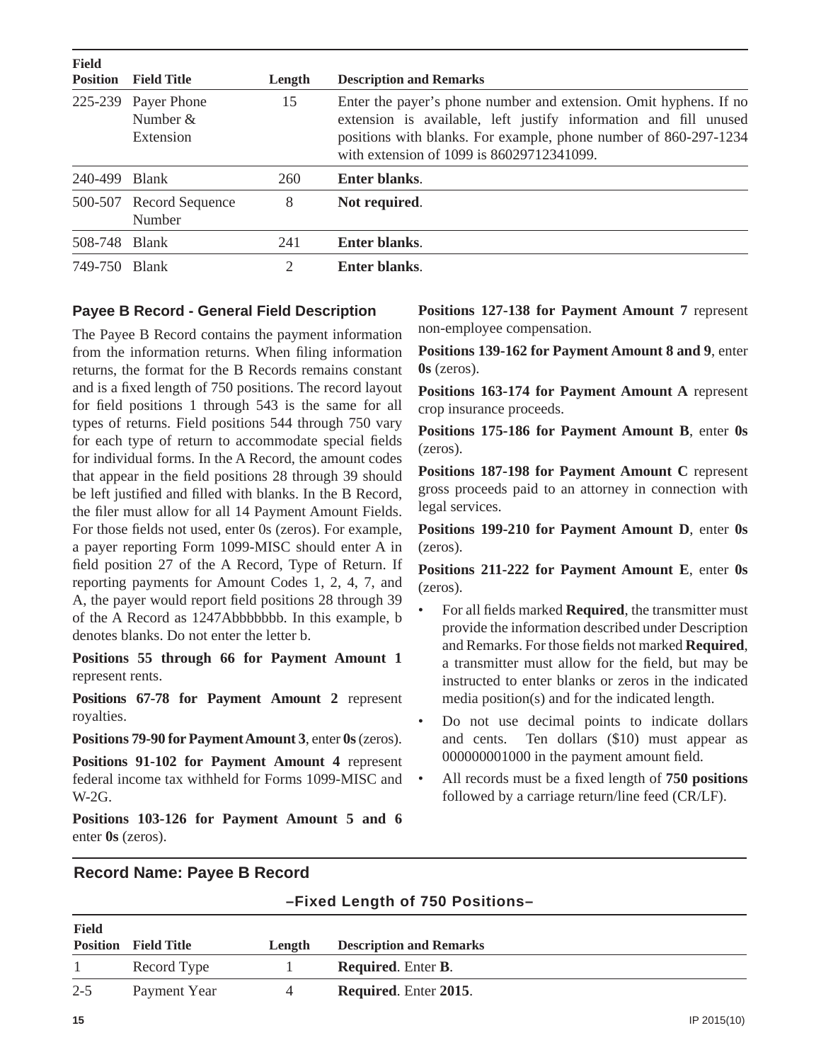| Field Position | Field Title | Length | Description and Remarks |
|---|---|---|---|
| 225-239 | Payer Phone Number & Extension | 15 | Enter the payer's phone number and extension. Omit hyphens. If no extension is available, left justify information and fill unused positions with blanks. For example, phone number of 860-297-1234 with extension of 1099 is 86029712341099. |
| 240-499 | Blank | 260 | **Enter blanks**. |
| 500-507 | Record Sequence Number | 8 | **Not required**. |
| 508-748 | Blank | 241 | **Enter blanks**. |
| 749-750 | Blank | 2 | **Enter blanks**. |

### Payee B Record - General Field Description

The Payee B Record contains the payment information from the information returns. When filing information returns, the format for the B Records remains constant and is a fixed length of 750 positions. The record layout for field positions 1 through 543 is the same for all types of returns. Field positions 544 through 750 vary for each type of return to accommodate special fields for individual forms. In the A Record, the amount codes that appear in the field positions 28 through 39 should be left justified and filled with blanks. In the B Record, the filer must allow for all 14 Payment Amount Fields. For those fields not used, enter 0s (zeros). For example, a payer reporting Form 1099-MISC should enter A in field position 27 of the A Record, Type of Return. If reporting payments for Amount Codes 1, 2, 4, 7, and A, the payer would report field positions 28 through 39 of the A Record as 1247Abbbbbbb. In this example, b denotes blanks. Do not enter the letter b.

**Positions 55 through 66 for Payment Amount 1** represent rents.

**Positions 67-78 for Payment Amount 2** represent royalties.

**Positions 79-90 for Payment Amount 3**, enter **0s** (zeros).

**Positions 91-102 for Payment Amount 4** represent federal income tax withheld for Forms 1099-MISC and W-2G.

**Positions 103-126 for Payment Amount 5 and 6** enter **0s** (zeros).

**Positions 127-138 for Payment Amount 7** represent non-employee compensation.

**Positions 139-162 for Payment Amount 8 and 9**, enter **0s** (zeros).

**Positions 163-174 for Payment Amount A** represent crop insurance proceeds.

**Positions 175-186 for Payment Amount B**, enter **0s** (zeros).

**Positions 187-198 for Payment Amount C** represent gross proceeds paid to an attorney in connection with legal services.

**Positions 199-210 for Payment Amount D**, enter **0s** (zeros).

**Positions 211-222 for Payment Amount E**, enter **0s** (zeros).

- For all fields marked **Required**, the transmitter must provide the information described under Description and Remarks. For those fields not marked **Required**, a transmitter must allow for the field, but may be instructed to enter blanks or zeros in the indicated media position(s) and for the indicated length.
- Do not use decimal points to indicate dollars and cents. Ten dollars ($10) must appear as 000000001000 in the payment amount field.
- All records must be a fixed length of **750 positions** followed by a carriage return/line feed (CR/LF).

### Record Name: Payee B Record

**–Fixed Length of 750 Positions–**

| Field Position | Field Title | Length | Description and Remarks |
|---|---|---|---|
| 1 | Record Type | 1 | **Required**. Enter **B**. |
| 2-5 | Payment Year | 4 | **Required**. Enter **2015**. |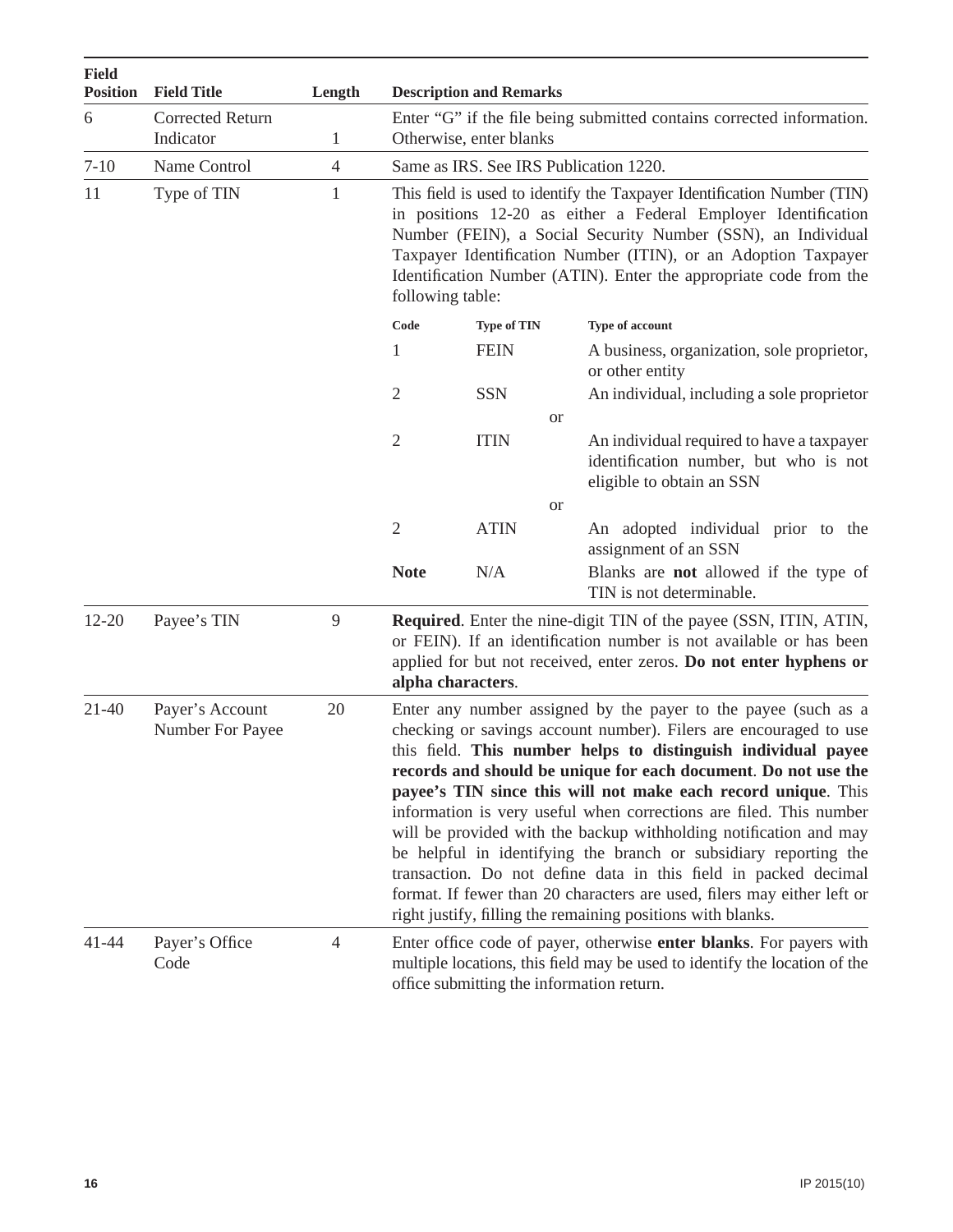| Field Position | Field Title | Length | Description and Remarks |
|---|---|---|---|
| 6 | Corrected Return Indicator | 1 | Enter “G” if the file being submitted contains corrected information. Otherwise, enter blanks |
| 7-10 | Name Control | 4 | Same as IRS. See IRS Publication 1220. |
| 11 | Type of TIN | 1 | This field is used to identify the Taxpayer Identification Number (TIN) in positions 12-20 as either a Federal Employer Identification Number (FEIN), a Social Security Number (SSN), an Individual Taxpayer Identification Number (ITIN), or an Adoption Taxpayer Identification Number (ATIN). Enter the appropriate code from the following table: |
| 12-20 | Payee’s TIN | 9 | **Required**. Enter the nine-digit TIN of the payee (SSN, ITIN, ATIN, or FEIN). If an identification number is not available or has been applied for but not received, enter zeros. **Do not enter hyphens or alpha characters**. |
| 21-40 | Payer’s Account Number For Payee | 20 | Enter any number assigned by the payer to the payee (such as a checking or savings account number). Filers are encouraged to use this field. **This number helps to distinguish individual payee records and should be unique for each document**. **Do not use the payee’s TIN since this will not make each record unique**. This information is very useful when corrections are filed. This number will be provided with the backup withholding notification and may be helpful in identifying the branch or subsidiary reporting the transaction. Do not define data in this field in packed decimal format. If fewer than 20 characters are used, filers may either left or right justify, filling the remaining positions with blanks. |
| 41-44 | Payer’s Office Code | 4 | Enter office code of payer, otherwise **enter blanks**. For payers with multiple locations, this field may be used to identify the location of the office submitting the information return. |

Type of TIN codes (Field Position 11):

| Code | Type of TIN | Type of account |
|---|---|---|
| 1 | FEIN | A business, organization, sole proprietor, or other entity |
| 2 | SSN | An individual, including a sole proprietor |
| | or | |
| 2 | ITIN | An individual required to have a taxpayer identification number, but who is not eligible to obtain an SSN |
| | or | |
| 2 | ATIN | An adopted individual prior to the assignment of an SSN |
| **Note** | N/A | Blanks are **not** allowed if the type of TIN is not determinable. |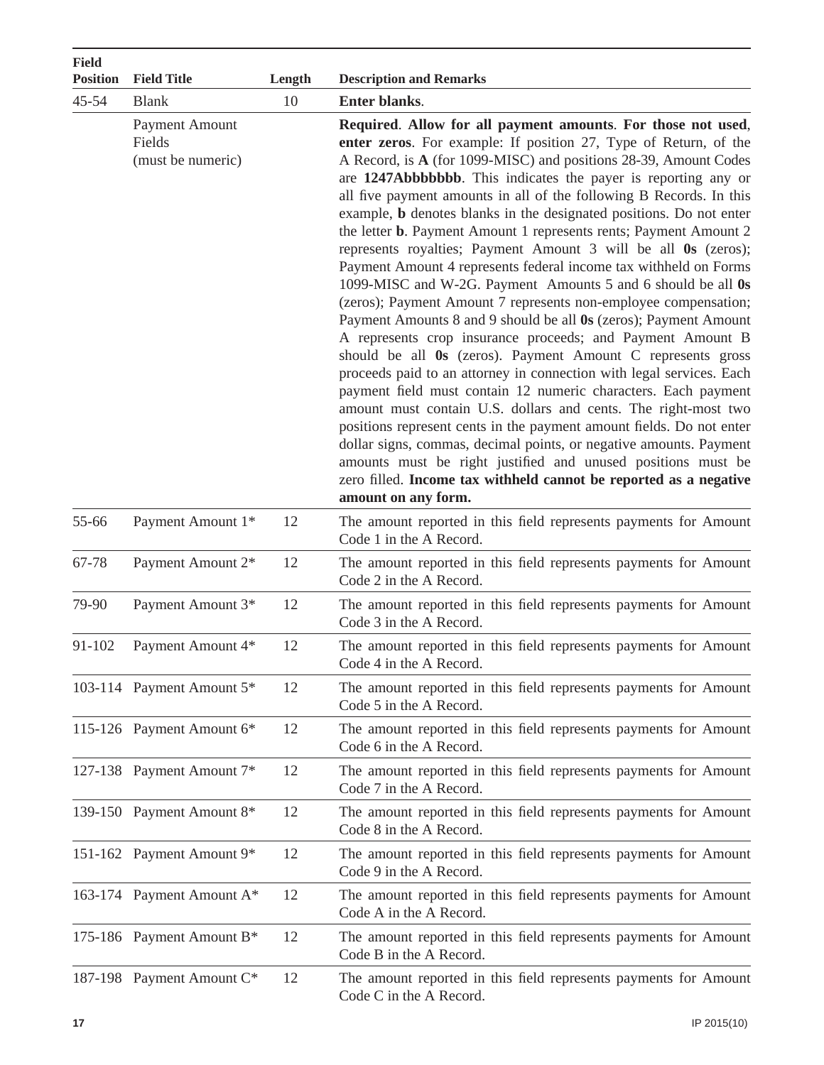| Field Position | Field Title | Length | Description and Remarks |
|---|---|---|---|
| 45-54 | Blank | 10 | **Enter blanks**. |
| | Payment Amount Fields (must be numeric) | | **Required**. **Allow for all payment amounts**. **For those not used**, **enter zeros**. For example: If position 27, Type of Return, of the A Record, is **A** (for 1099-MISC) and positions 28-39, Amount Codes are **1247Abbbbbbb**. This indicates the payer is reporting any or all five payment amounts in all of the following B Records. In this example, **b** denotes blanks in the designated positions. Do not enter the letter **b**. Payment Amount 1 represents rents; Payment Amount 2 represents royalties; Payment Amount 3 will be all **0s** (zeros); Payment Amount 4 represents federal income tax withheld on Forms 1099-MISC and W-2G. Payment Amounts 5 and 6 should be all **0s** (zeros); Payment Amount 7 represents non-employee compensation; Payment Amounts 8 and 9 should be all **0s** (zeros); Payment Amount A represents crop insurance proceeds; and Payment Amount B should be all **0s** (zeros). Payment Amount C represents gross proceeds paid to an attorney in connection with legal services. Each payment field must contain 12 numeric characters. Each payment amount must contain U.S. dollars and cents. The right-most two positions represent cents in the payment amount fields. Do not enter dollar signs, commas, decimal points, or negative amounts. Payment amounts must be right justified and unused positions must be zero filled. **Income tax withheld cannot be reported as a negative amount on any form.** |
| 55-66 | Payment Amount 1* | 12 | The amount reported in this field represents payments for Amount Code 1 in the A Record. |
| 67-78 | Payment Amount 2* | 12 | The amount reported in this field represents payments for Amount Code 2 in the A Record. |
| 79-90 | Payment Amount 3* | 12 | The amount reported in this field represents payments for Amount Code 3 in the A Record. |
| 91-102 | Payment Amount 4* | 12 | The amount reported in this field represents payments for Amount Code 4 in the A Record. |
| 103-114 | Payment Amount 5* | 12 | The amount reported in this field represents payments for Amount Code 5 in the A Record. |
| 115-126 | Payment Amount 6* | 12 | The amount reported in this field represents payments for Amount Code 6 in the A Record. |
| 127-138 | Payment Amount 7* | 12 | The amount reported in this field represents payments for Amount Code 7 in the A Record. |
| 139-150 | Payment Amount 8* | 12 | The amount reported in this field represents payments for Amount Code 8 in the A Record. |
| 151-162 | Payment Amount 9* | 12 | The amount reported in this field represents payments for Amount Code 9 in the A Record. |
| 163-174 | Payment Amount A* | 12 | The amount reported in this field represents payments for Amount Code A in the A Record. |
| 175-186 | Payment Amount B* | 12 | The amount reported in this field represents payments for Amount Code B in the A Record. |
| 187-198 | Payment Amount C* | 12 | The amount reported in this field represents payments for Amount Code C in the A Record. |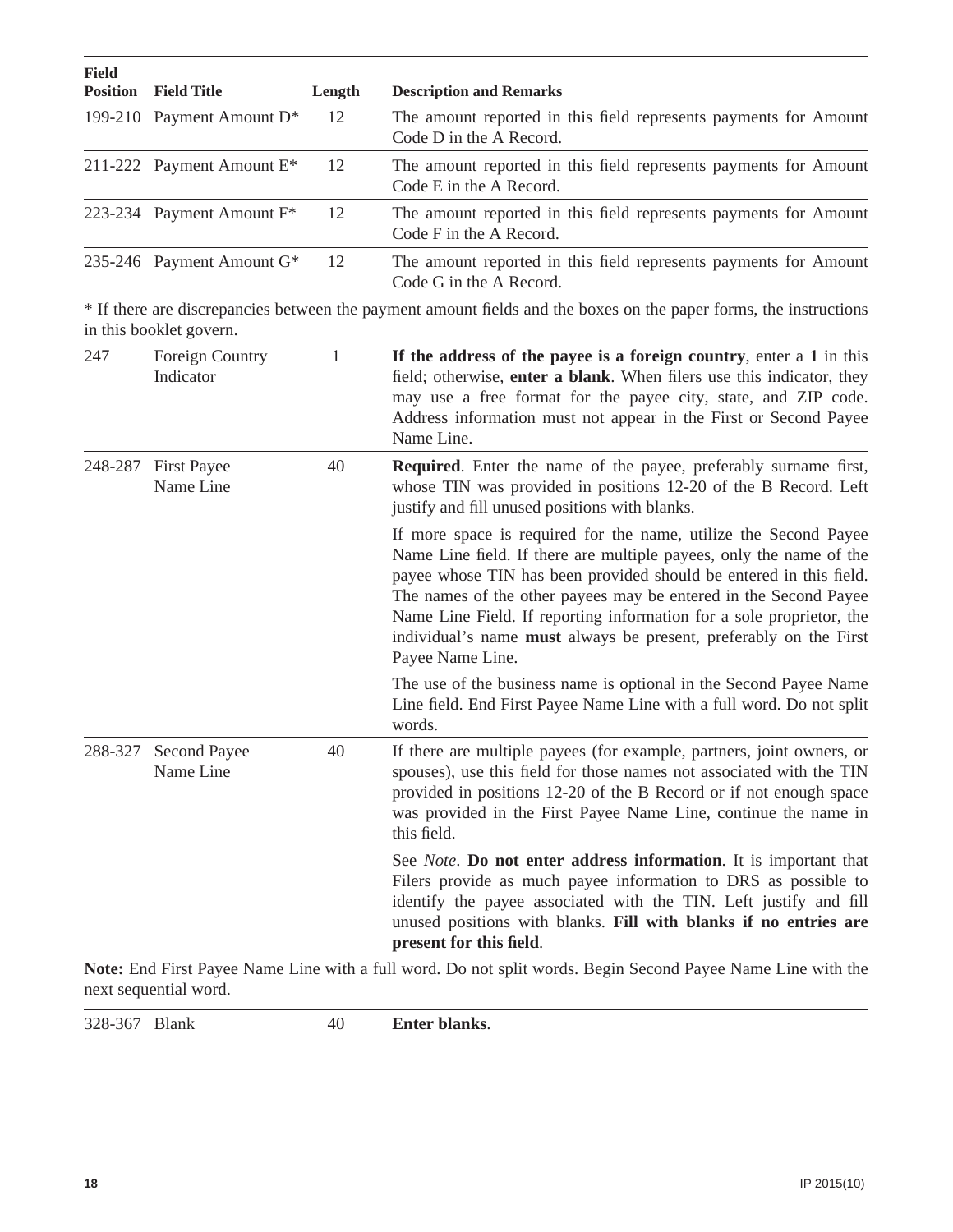| Field Position | Field Title | Length | Description and Remarks |
|---|---|---|---|
| 199-210 | Payment Amount D* | 12 | The amount reported in this field represents payments for Amount Code D in the A Record. |
| 211-222 | Payment Amount E* | 12 | The amount reported in this field represents payments for Amount Code E in the A Record. |
| 223-234 | Payment Amount F* | 12 | The amount reported in this field represents payments for Amount Code F in the A Record. |
| 235-246 | Payment Amount G* | 12 | The amount reported in this field represents payments for Amount Code G in the A Record. |

* If there are discrepancies between the payment amount fields and the boxes on the paper forms, the instructions in this booklet govern.

| Field Position | Field Title | Length | Description and Remarks |
|---|---|---|---|
| 247 | Foreign Country Indicator | 1 | **If the address of the payee is a foreign country**, enter a **1** in this field; otherwise, **enter a blank**. When filers use this indicator, they may use a free format for the payee city, state, and ZIP code. Address information must not appear in the First or Second Payee Name Line. |
| 248-287 | First Payee Name Line | 40 | **Required**. Enter the name of the payee, preferably surname first, whose TIN was provided in positions 12-20 of the B Record. Left justify and fill unused positions with blanks.<br><br>If more space is required for the name, utilize the Second Payee Name Line field. If there are multiple payees, only the name of the payee whose TIN has been provided should be entered in this field. The names of the other payees may be entered in the Second Payee Name Line Field. If reporting information for a sole proprietor, the individual's name **must** always be present, preferably on the First Payee Name Line.<br><br>The use of the business name is optional in the Second Payee Name Line field. End First Payee Name Line with a full word. Do not split words. |
| 288-327 | Second Payee Name Line | 40 | If there are multiple payees (for example, partners, joint owners, or spouses), use this field for those names not associated with the TIN provided in positions 12-20 of the B Record or if not enough space was provided in the First Payee Name Line, continue the name in this field.<br><br>See *Note*. **Do not enter address information**. It is important that Filers provide as much payee information to DRS as possible to identify the payee associated with the TIN. Left justify and fill unused positions with blanks. **Fill with blanks if no entries are present for this field**. |

**Note:** End First Payee Name Line with a full word. Do not split words. Begin Second Payee Name Line with the next sequential word.

| Field Position | Field Title | Length | Description and Remarks |
|---|---|---|---|
| 328-367 | Blank | 40 | **Enter blanks**. |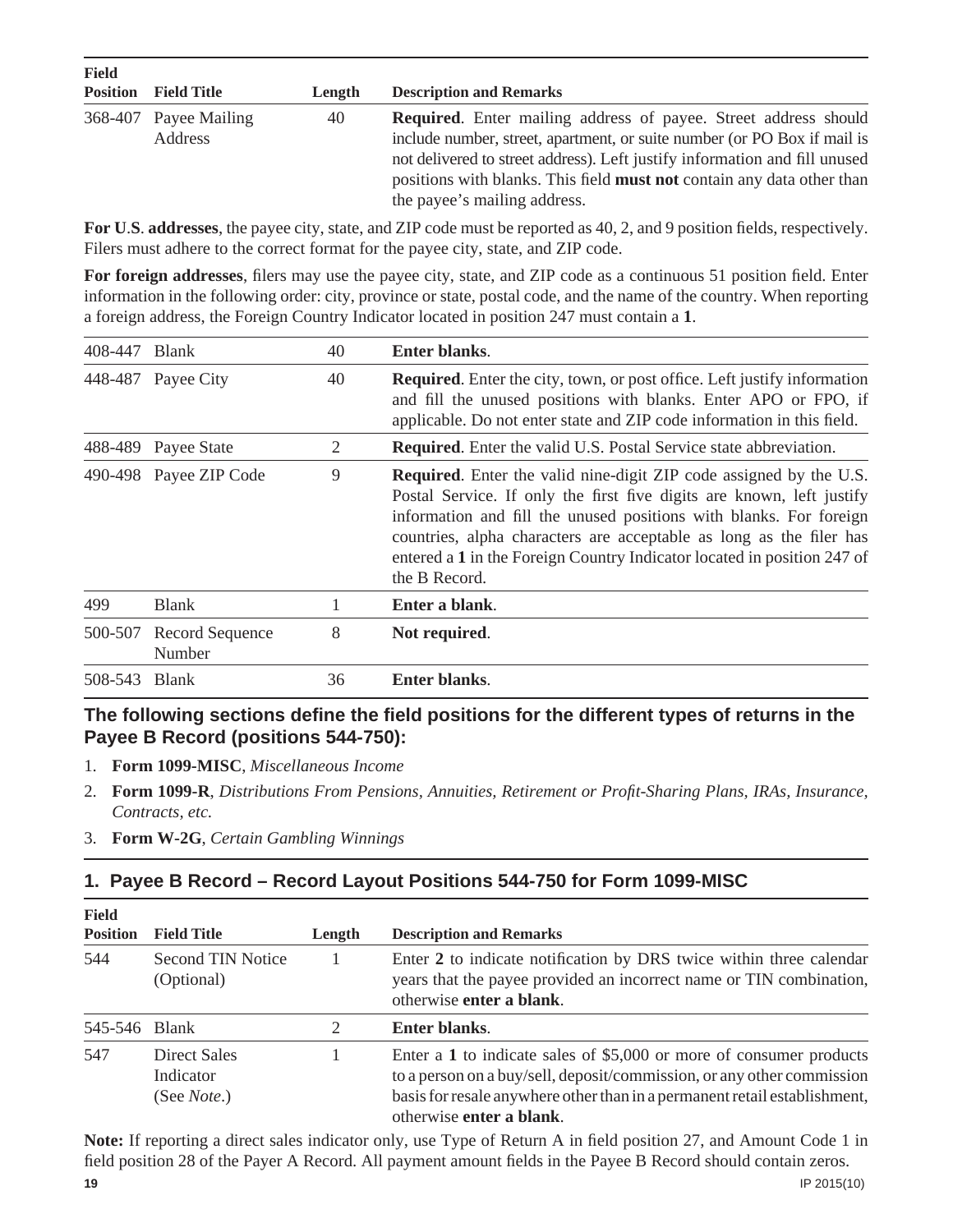| Field Position | Field Title | Length | Description and Remarks |
|---|---|---|---|
| 368-407 | Payee Mailing Address | 40 | **Required**. Enter mailing address of payee. Street address should include number, street, apartment, or suite number (or PO Box if mail is not delivered to street address). Left justify information and fill unused positions with blanks. This field **must not** contain any data other than the payee's mailing address. |

**For U**.**S**. **addresses**, the payee city, state, and ZIP code must be reported as 40, 2, and 9 position fields, respectively. Filers must adhere to the correct format for the payee city, state, and ZIP code.

**For foreign addresses**, filers may use the payee city, state, and ZIP code as a continuous 51 position field. Enter information in the following order: city, province or state, postal code, and the name of the country. When reporting a foreign address, the Foreign Country Indicator located in position 247 must contain a **1**.

| Field Position | Field Title | Length | Description and Remarks |
|---|---|---|---|
| 408-447 | Blank | 40 | **Enter blanks**. |
| 448-487 | Payee City | 40 | **Required**. Enter the city, town, or post office. Left justify information and fill the unused positions with blanks. Enter APO or FPO, if applicable. Do not enter state and ZIP code information in this field. |
| 488-489 | Payee State | 2 | **Required**. Enter the valid U.S. Postal Service state abbreviation. |
| 490-498 | Payee ZIP Code | 9 | **Required**. Enter the valid nine-digit ZIP code assigned by the U.S. Postal Service. If only the first five digits are known, left justify information and fill the unused positions with blanks. For foreign countries, alpha characters are acceptable as long as the filer has entered a **1** in the Foreign Country Indicator located in position 247 of the B Record. |
| 499 | Blank | 1 | **Enter a blank**. |
| 500-507 | Record Sequence Number | 8 | **Not required**. |
| 508-543 | Blank | 36 | **Enter blanks**. |

## The following sections define the field positions for the different types of returns in the Payee B Record (positions 544-750):

1. **Form 1099-MISC**, *Miscellaneous Income*
2. **Form 1099-R**, *Distributions From Pensions, Annuities, Retirement or Profit-Sharing Plans, IRAs, Insurance, Contracts, etc.*
3. **Form W-2G**, *Certain Gambling Winnings*

## 1. Payee B Record – Record Layout Positions 544-750 for Form 1099-MISC

| Field Position | Field Title | Length | Description and Remarks |
|---|---|---|---|
| 544 | Second TIN Notice (Optional) | 1 | Enter **2** to indicate notification by DRS twice within three calendar years that the payee provided an incorrect name or TIN combination, otherwise **enter a blank**. |
| 545-546 | Blank | 2 | **Enter blanks**. |
| 547 | Direct Sales Indicator (See *Note*.) | 1 | Enter a **1** to indicate sales of $5,000 or more of consumer products to a person on a buy/sell, deposit/commission, or any other commission basis for resale anywhere other than in a permanent retail establishment, otherwise **enter a blank**. |

**Note:** If reporting a direct sales indicator only, use Type of Return A in field position 27, and Amount Code 1 in field position 28 of the Payer A Record. All payment amount fields in the Payee B Record should contain zeros.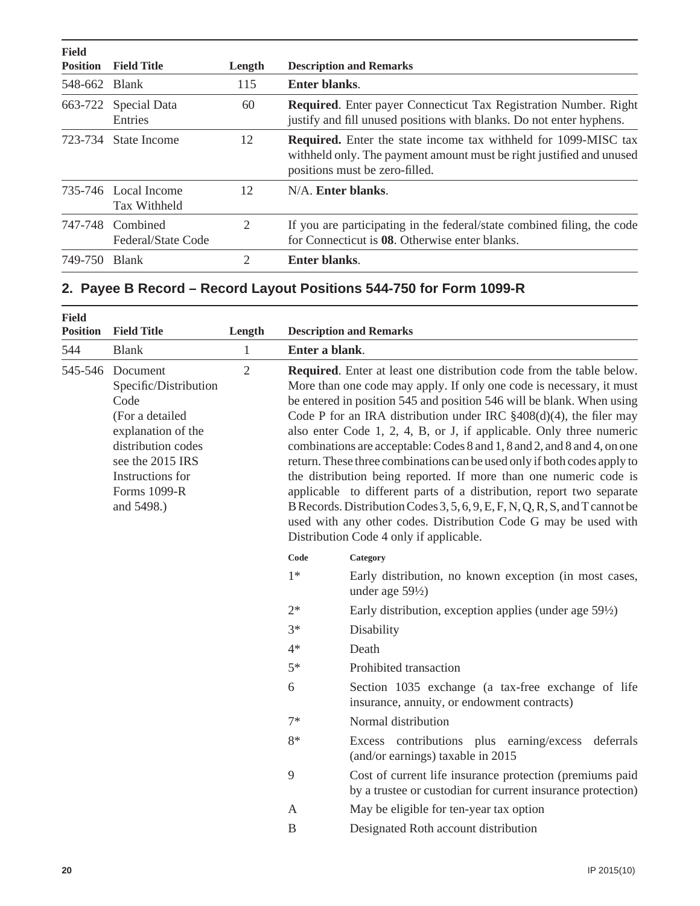| Field Position | Field Title | Length | Description and Remarks |
|---|---|---|---|
| 548-662 | Blank | 115 | **Enter blanks**. |
| 663-722 | Special Data Entries | 60 | **Required**. Enter payer Connecticut Tax Registration Number. Right justify and fill unused positions with blanks. Do not enter hyphens. |
| 723-734 | State Income | 12 | **Required.** Enter the state income tax withheld for 1099-MISC tax withheld only. The payment amount must be right justified and unused positions must be zero-filled. |
| 735-746 | Local Income Tax Withheld | 12 | N/A. **Enter blanks**. |
| 747-748 | Combined Federal/State Code | 2 | If you are participating in the federal/state combined filing, the code for Connecticut is **08**. Otherwise enter blanks. |
| 749-750 | Blank | 2 | **Enter blanks**. |

## 2. Payee B Record – Record Layout Positions 544-750 for Form 1099-R

| Field Position | Field Title | Length | Description and Remarks |
|---|---|---|---|
| 544 | Blank | 1 | **Enter a blank**. |
| 545-546 | Document Specific/Distribution Code (For a detailed explanation of the distribution codes see the 2015 IRS Instructions for Forms 1099-R and 5498.) | 2 | **Required**. Enter at least one distribution code from the table below. More than one code may apply. If only one code is necessary, it must be entered in position 545 and position 546 will be blank. When using Code P for an IRA distribution under IRC §408(d)(4), the filer may also enter Code 1, 2, 4, B, or J, if applicable. Only three numeric combinations are acceptable: Codes 8 and 1, 8 and 2, and 8 and 4, on one return. These three combinations can be used only if both codes apply to the distribution being reported. If more than one numeric code is applicable to different parts of a distribution, report two separate B Records. Distribution Codes 3, 5, 6, 9, E, F, N, Q, R, S, and T cannot be used with any other codes. Distribution Code G may be used with Distribution Code 4 only if applicable. |

| Code | Category |
|---|---|
| 1* | Early distribution, no known exception (in most cases, under age 59½) |
| 2* | Early distribution, exception applies (under age 59½) |
| 3* | Disability |
| 4* | Death |
| 5* | Prohibited transaction |
| 6 | Section 1035 exchange (a tax-free exchange of life insurance, annuity, or endowment contracts) |
| 7* | Normal distribution |
| 8* | Excess contributions plus earning/excess deferrals (and/or earnings) taxable in 2015 |
| 9 | Cost of current life insurance protection (premiums paid by a trustee or custodian for current insurance protection) |
| A | May be eligible for ten-year tax option |
| B | Designated Roth account distribution |

IP 2015(10)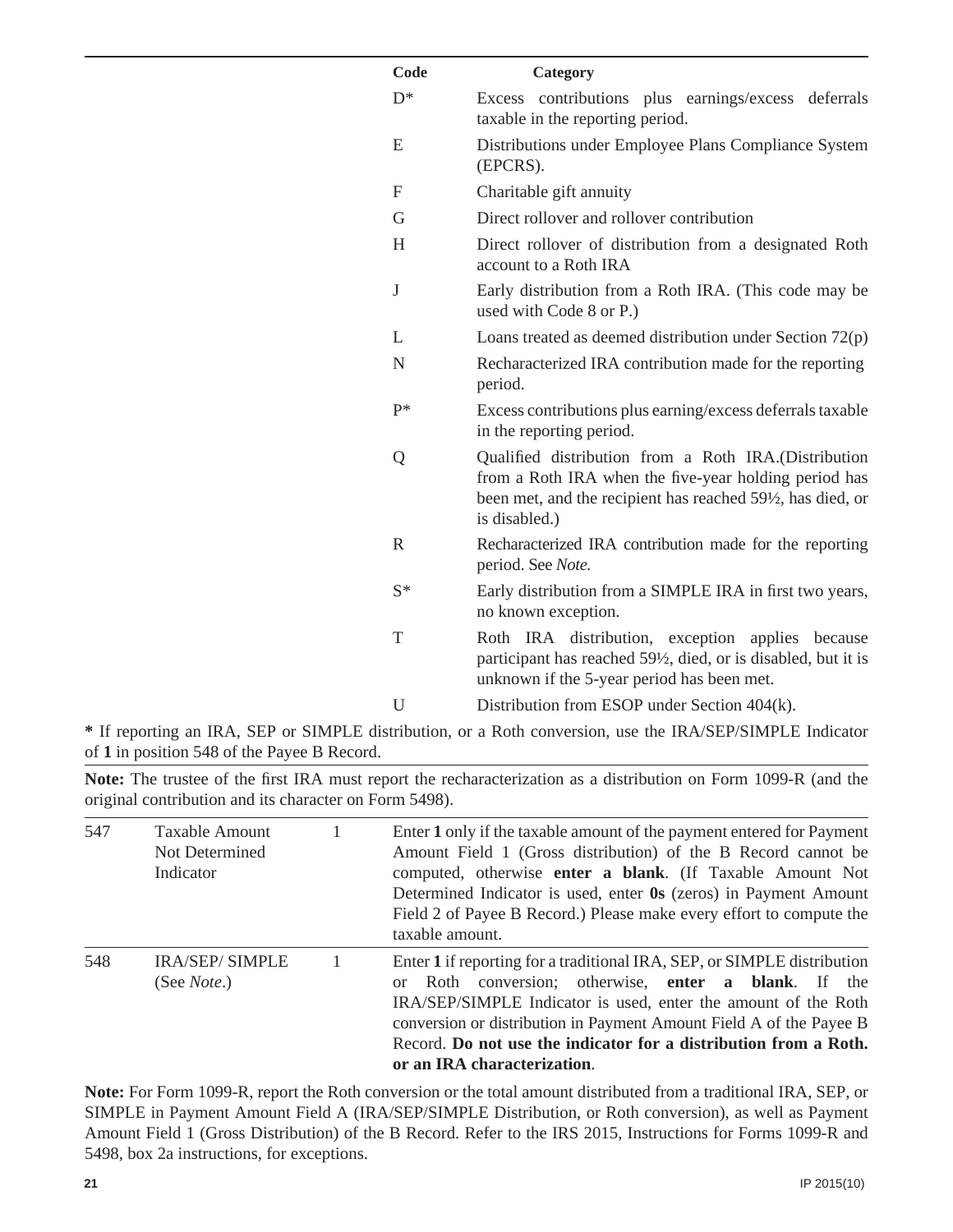| Code | Category |
|---|---|
| D* | Excess contributions plus earnings/excess deferrals taxable in the reporting period. |
| E | Distributions under Employee Plans Compliance System (EPCRS). |
| F | Charitable gift annuity |
| G | Direct rollover and rollover contribution |
| H | Direct rollover of distribution from a designated Roth account to a Roth IRA |
| J | Early distribution from a Roth IRA. (This code may be used with Code 8 or P.) |
| L | Loans treated as deemed distribution under Section 72(p) |
| N | Recharacterized IRA contribution made for the reporting period. |
| P* | Excess contributions plus earning/excess deferrals taxable in the reporting period. |
| Q | Qualified distribution from a Roth IRA.(Distribution from a Roth IRA when the five-year holding period has been met, and the recipient has reached 59½, has died, or is disabled.) |
| R | Recharacterized IRA contribution made for the reporting period. See *Note.* |
| S* | Early distribution from a SIMPLE IRA in first two years, no known exception. |
| T | Roth IRA distribution, exception applies because participant has reached 59½, died, or is disabled, but it is unknown if the 5-year period has been met. |
| U | Distribution from ESOP under Section 404(k). |

**\*** If reporting an IRA, SEP or SIMPLE distribution, or a Roth conversion, use the IRA/SEP/SIMPLE Indicator of **1** in position 548 of the Payee B Record.

**Note:** The trustee of the first IRA must report the recharacterization as a distribution on Form 1099-R (and the original contribution and its character on Form 5498).

| | | | |
|---|---|---|---|
| 547 | Taxable Amount Not Determined Indicator | 1 | Enter **1** only if the taxable amount of the payment entered for Payment Amount Field 1 (Gross distribution) of the B Record cannot be computed, otherwise **enter a blank**. (If Taxable Amount Not Determined Indicator is used, enter **0s** (zeros) in Payment Amount Field 2 of Payee B Record.) Please make every effort to compute the taxable amount. |
| 548 | IRA/SEP/ SIMPLE (See *Note*.) | 1 | Enter **1** if reporting for a traditional IRA, SEP, or SIMPLE distribution or Roth conversion; otherwise, **enter a blank**. If the IRA/SEP/SIMPLE Indicator is used, enter the amount of the Roth conversion or distribution in Payment Amount Field A of the Payee B Record. **Do not use the indicator for a distribution from a Roth. or an IRA characterization**. |

**Note:** For Form 1099-R, report the Roth conversion or the total amount distributed from a traditional IRA, SEP, or SIMPLE in Payment Amount Field A (IRA/SEP/SIMPLE Distribution, or Roth conversion), as well as Payment Amount Field 1 (Gross Distribution) of the B Record. Refer to the IRS 2015, Instructions for Forms 1099-R and 5498, box 2a instructions, for exceptions.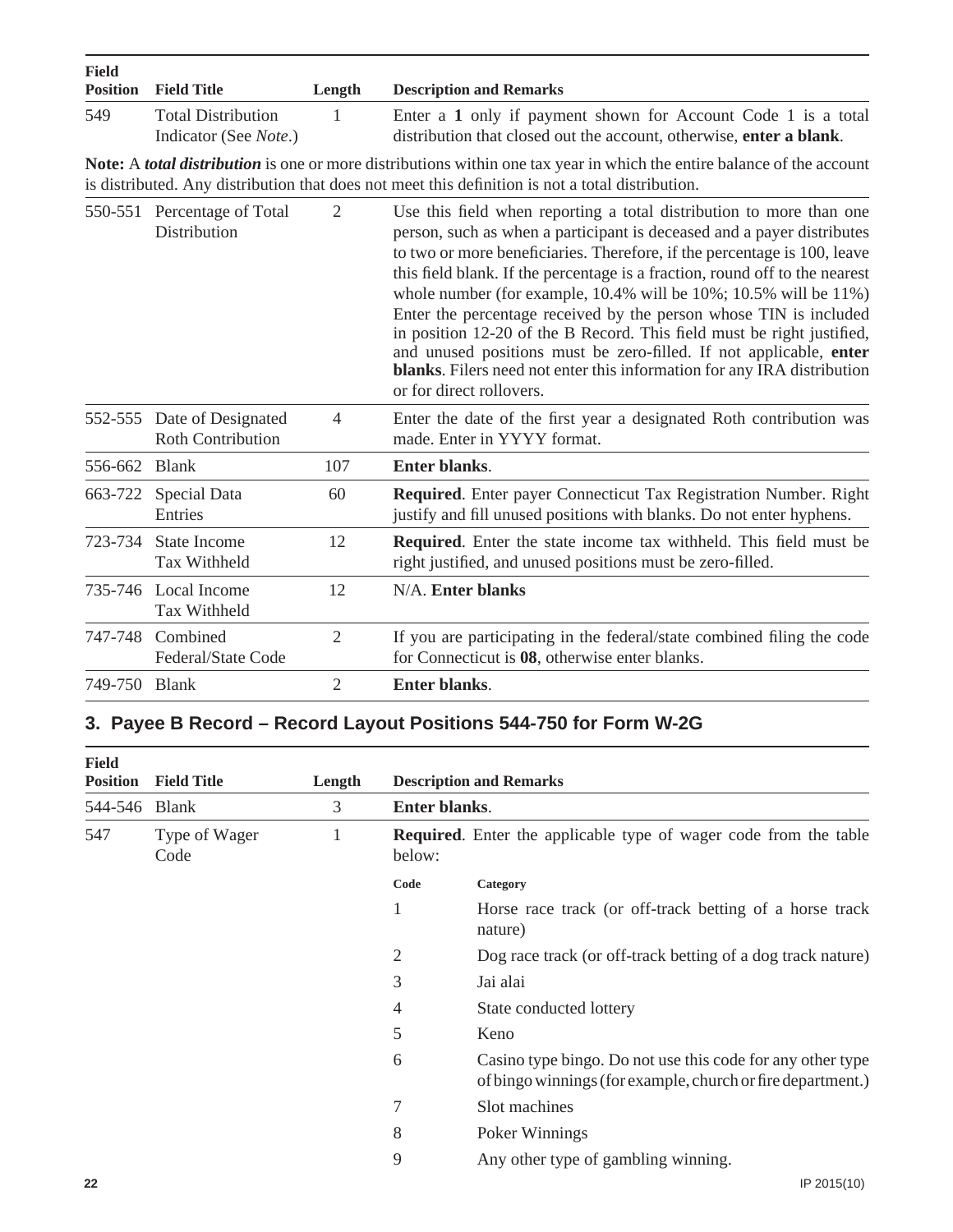| Field Position | Field Title | Length | Description and Remarks |
|---|---|---|---|
| 549 | Total Distribution Indicator (See *Note*.) | 1 | Enter a **1** only if payment shown for Account Code 1 is a total distribution that closed out the account, otherwise, **enter a blank**. |

**Note:** A ***total distribution*** is one or more distributions within one tax year in which the entire balance of the account is distributed. Any distribution that does not meet this definition is not a total distribution.

| Field Position | Field Title | Length | Description and Remarks |
|---|---|---|---|
| 550-551 | Percentage of Total Distribution | 2 | Use this field when reporting a total distribution to more than one person, such as when a participant is deceased and a payer distributes to two or more beneficiaries. Therefore, if the percentage is 100, leave this field blank. If the percentage is a fraction, round off to the nearest whole number (for example, 10.4% will be 10%; 10.5% will be 11%) Enter the percentage received by the person whose TIN is included in position 12-20 of the B Record. This field must be right justified, and unused positions must be zero-filled. If not applicable, **enter blanks**. Filers need not enter this information for any IRA distribution or for direct rollovers. |
| 552-555 | Date of Designated Roth Contribution | 4 | Enter the date of the first year a designated Roth contribution was made. Enter in YYYY format. |
| 556-662 | Blank | 107 | **Enter blanks**. |
| 663-722 | Special Data Entries | 60 | **Required**. Enter payer Connecticut Tax Registration Number. Right justify and fill unused positions with blanks. Do not enter hyphens. |
| 723-734 | State Income Tax Withheld | 12 | **Required**. Enter the state income tax withheld. This field must be right justified, and unused positions must be zero-filled. |
| 735-746 | Local Income Tax Withheld | 12 | N/A. **Enter blanks** |
| 747-748 | Combined Federal/State Code | 2 | If you are participating in the federal/state combined filing the code for Connecticut is **08**, otherwise enter blanks. |
| 749-750 | Blank | 2 | **Enter blanks**. |

## 3. Payee B Record – Record Layout Positions 544-750 for Form W-2G

| Field Position | Field Title | Length | Description and Remarks |
|---|---|---|---|
| 544-546 | Blank | 3 | **Enter blanks**. |
| 547 | Type of Wager Code | 1 | **Required**. Enter the applicable type of wager code from the table below: |

| Code | Category |
|---|---|
| 1 | Horse race track (or off-track betting of a horse track nature) |
| 2 | Dog race track (or off-track betting of a dog track nature) |
| 3 | Jai alai |
| 4 | State conducted lottery |
| 5 | Keno |
| 6 | Casino type bingo. Do not use this code for any other type of bingo winnings (for example, church or fire department.) |
| 7 | Slot machines |
| 8 | Poker Winnings |
| 9 | Any other type of gambling winning. |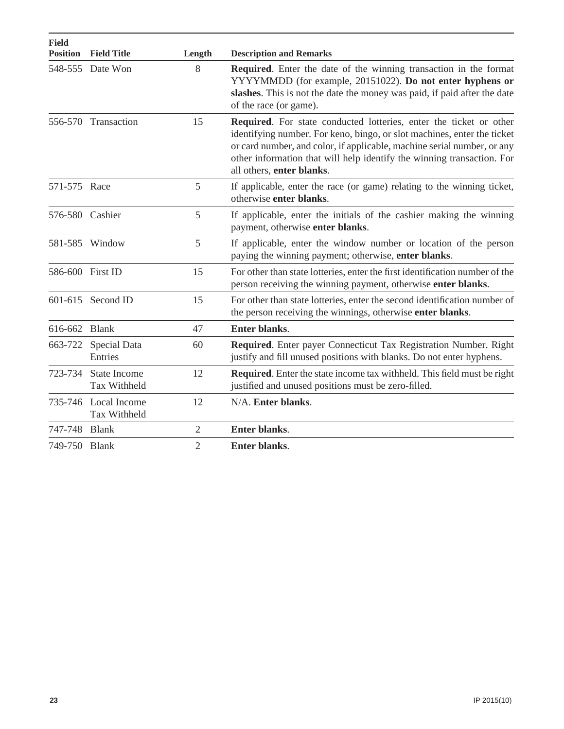| Field Position | Field Title | Length | Description and Remarks |
|---|---|---|---|
| 548-555 | Date Won | 8 | **Required**. Enter the date of the winning transaction in the format YYYYMMDD (for example, 20151022). **Do not enter hyphens or slashes**. This is not the date the money was paid, if paid after the date of the race (or game). |
| 556-570 | Transaction | 15 | **Required**. For state conducted lotteries, enter the ticket or other identifying number. For keno, bingo, or slot machines, enter the ticket or card number, and color, if applicable, machine serial number, or any other information that will help identify the winning transaction. For all others, **enter blanks**. |
| 571-575 | Race | 5 | If applicable, enter the race (or game) relating to the winning ticket, otherwise **enter blanks**. |
| 576-580 | Cashier | 5 | If applicable, enter the initials of the cashier making the winning payment, otherwise **enter blanks**. |
| 581-585 | Window | 5 | If applicable, enter the window number or location of the person paying the winning payment; otherwise, **enter blanks**. |
| 586-600 | First ID | 15 | For other than state lotteries, enter the first identification number of the person receiving the winning payment, otherwise **enter blanks**. |
| 601-615 | Second ID | 15 | For other than state lotteries, enter the second identification number of the person receiving the winnings, otherwise **enter blanks**. |
| 616-662 | Blank | 47 | **Enter blanks**. |
| 663-722 | Special Data Entries | 60 | **Required**. Enter payer Connecticut Tax Registration Number. Right justify and fill unused positions with blanks. Do not enter hyphens. |
| 723-734 | State Income Tax Withheld | 12 | **Required**. Enter the state income tax withheld. This field must be right justified and unused positions must be zero-filled. |
| 735-746 | Local Income Tax Withheld | 12 | N/A. **Enter blanks**. |
| 747-748 | Blank | 2 | **Enter blanks**. |
| 749-750 | Blank | 2 | **Enter blanks**. |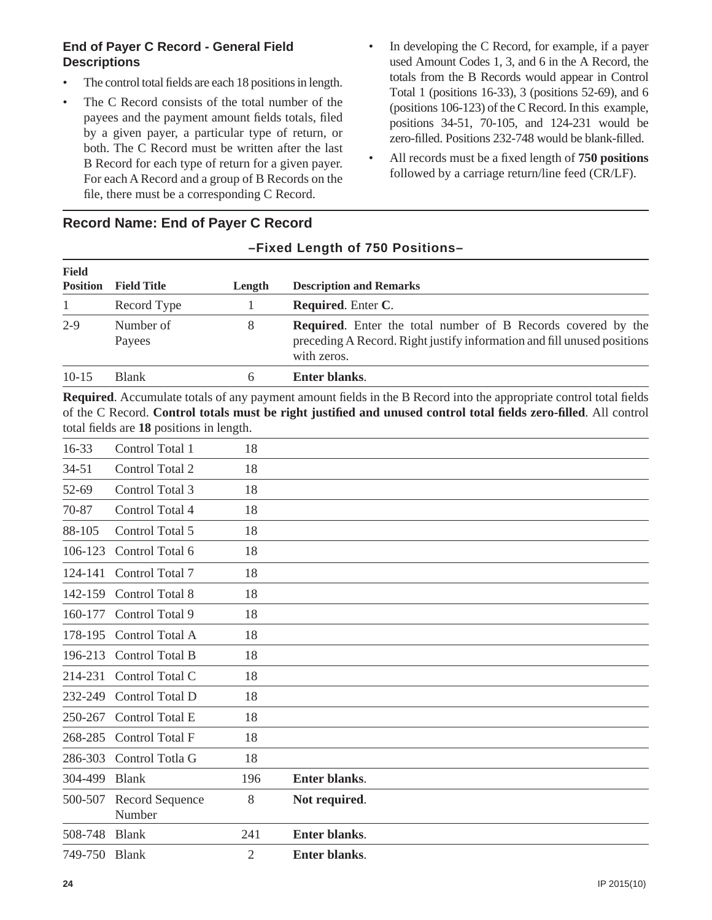### End of Payer C Record - General Field Descriptions

- The control total fields are each 18 positions in length.
- The C Record consists of the total number of the payees and the payment amount fields totals, filed by a given payer, a particular type of return, or both. The C Record must be written after the last B Record for each type of return for a given payer. For each A Record and a group of B Records on the file, there must be a corresponding C Record.
- In developing the C Record, for example, if a payer used Amount Codes 1, 3, and 6 in the A Record, the totals from the B Records would appear in Control Total 1 (positions 16-33), 3 (positions 52-69), and 6 (positions 106-123) of the C Record. In this example, positions 34-51, 70-105, and 124-231 would be zero-filled. Positions 232-748 would be blank-filled.
- All records must be a fixed length of **750 positions** followed by a carriage return/line feed (CR/LF).

## Record Name: End of Payer C Record

**–Fixed Length of 750 Positions–**

| Field Position | Field Title | Length | Description and Remarks |
|---|---|---|---|
| 1 | Record Type | 1 | **Required**. Enter **C**. |
| 2-9 | Number of Payees | 8 | **Required**. Enter the total number of B Records covered by the preceding A Record. Right justify information and fill unused positions with zeros. |
| 10-15 | Blank | 6 | **Enter blanks**. |

**Required**. Accumulate totals of any payment amount fields in the B Record into the appropriate control total fields of the C Record. **Control totals must be right justified and unused control total fields zero-filled**. All control total fields are **18** positions in length.

| Field Position | Field Title | Length | Description and Remarks |
|---|---|---|---|
| 16-33 | Control Total 1 | 18 | |
| 34-51 | Control Total 2 | 18 | |
| 52-69 | Control Total 3 | 18 | |
| 70-87 | Control Total 4 | 18 | |
| 88-105 | Control Total 5 | 18 | |
| 106-123 | Control Total 6 | 18 | |
| 124-141 | Control Total 7 | 18 | |
| 142-159 | Control Total 8 | 18 | |
| 160-177 | Control Total 9 | 18 | |
| 178-195 | Control Total A | 18 | |
| 196-213 | Control Total B | 18 | |
| 214-231 | Control Total C | 18 | |
| 232-249 | Control Total D | 18 | |
| 250-267 | Control Total E | 18 | |
| 268-285 | Control Total F | 18 | |
| 286-303 | Control Totla G | 18 | |
| 304-499 | Blank | 196 | **Enter blanks**. |
| 500-507 | Record Sequence Number | 8 | **Not required**. |
| 508-748 | Blank | 241 | **Enter blanks**. |
| 749-750 | Blank | 2 | **Enter blanks**. |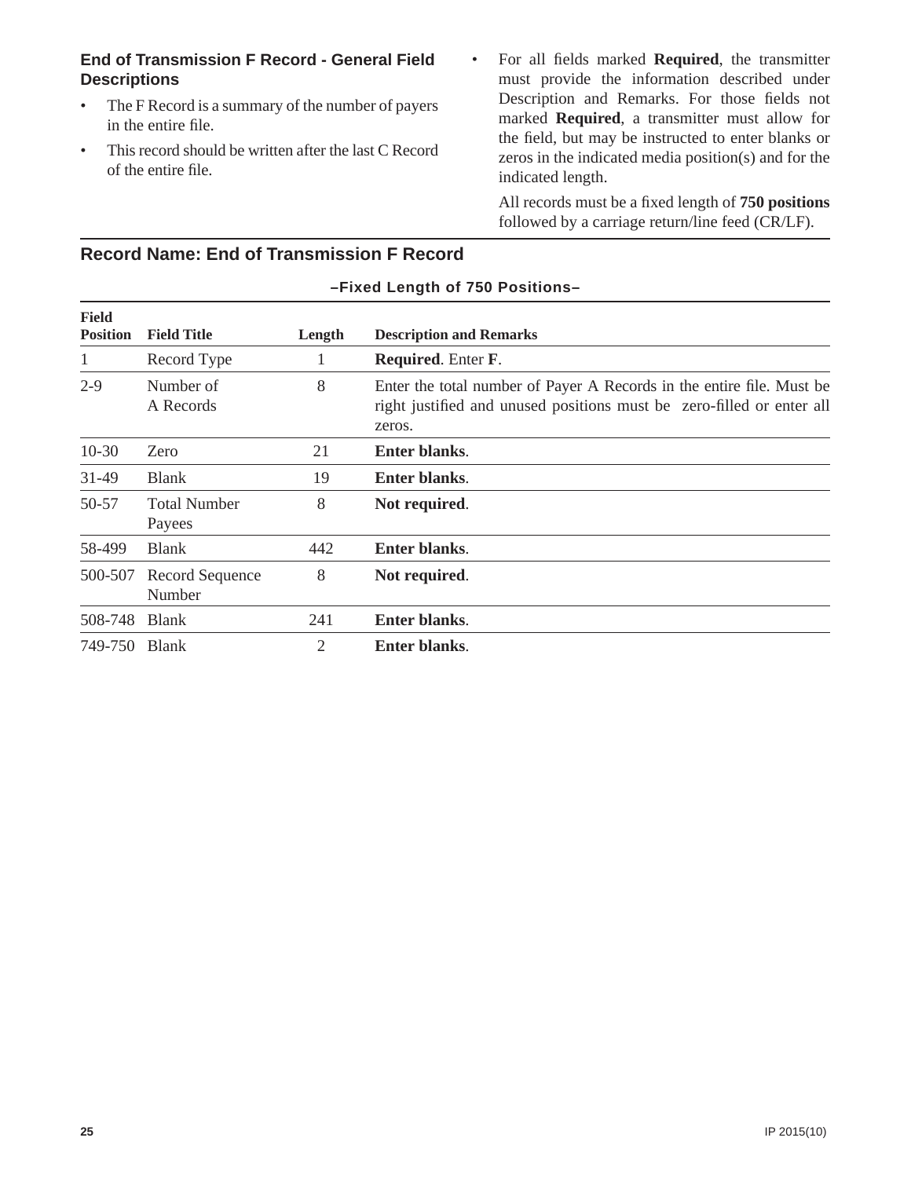### End of Transmission F Record - General Field Descriptions

- The F Record is a summary of the number of payers in the entire file.
- This record should be written after the last C Record of the entire file.
- For all fields marked **Required**, the transmitter must provide the information described under Description and Remarks. For those fields not marked **Required**, a transmitter must allow for the field, but may be instructed to enter blanks or zeros in the indicated media position(s) and for the indicated length.

  All records must be a fixed length of **750 positions** followed by a carriage return/line feed (CR/LF).

## Record Name: End of Transmission F Record

**–Fixed Length of 750 Positions–**

| Field Position | Field Title | Length | Description and Remarks |
|---|---|---|---|
| 1 | Record Type | 1 | **Required**. Enter **F**. |
| 2-9 | Number of A Records | 8 | Enter the total number of Payer A Records in the entire file. Must be right justified and unused positions must be zero-filled or enter all zeros. |
| 10-30 | Zero | 21 | **Enter blanks**. |
| 31-49 | Blank | 19 | **Enter blanks**. |
| 50-57 | Total Number Payees | 8 | **Not required**. |
| 58-499 | Blank | 442 | **Enter blanks**. |
| 500-507 | Record Sequence Number | 8 | **Not required**. |
| 508-748 | Blank | 241 | **Enter blanks**. |
| 749-750 | Blank | 2 | **Enter blanks**. |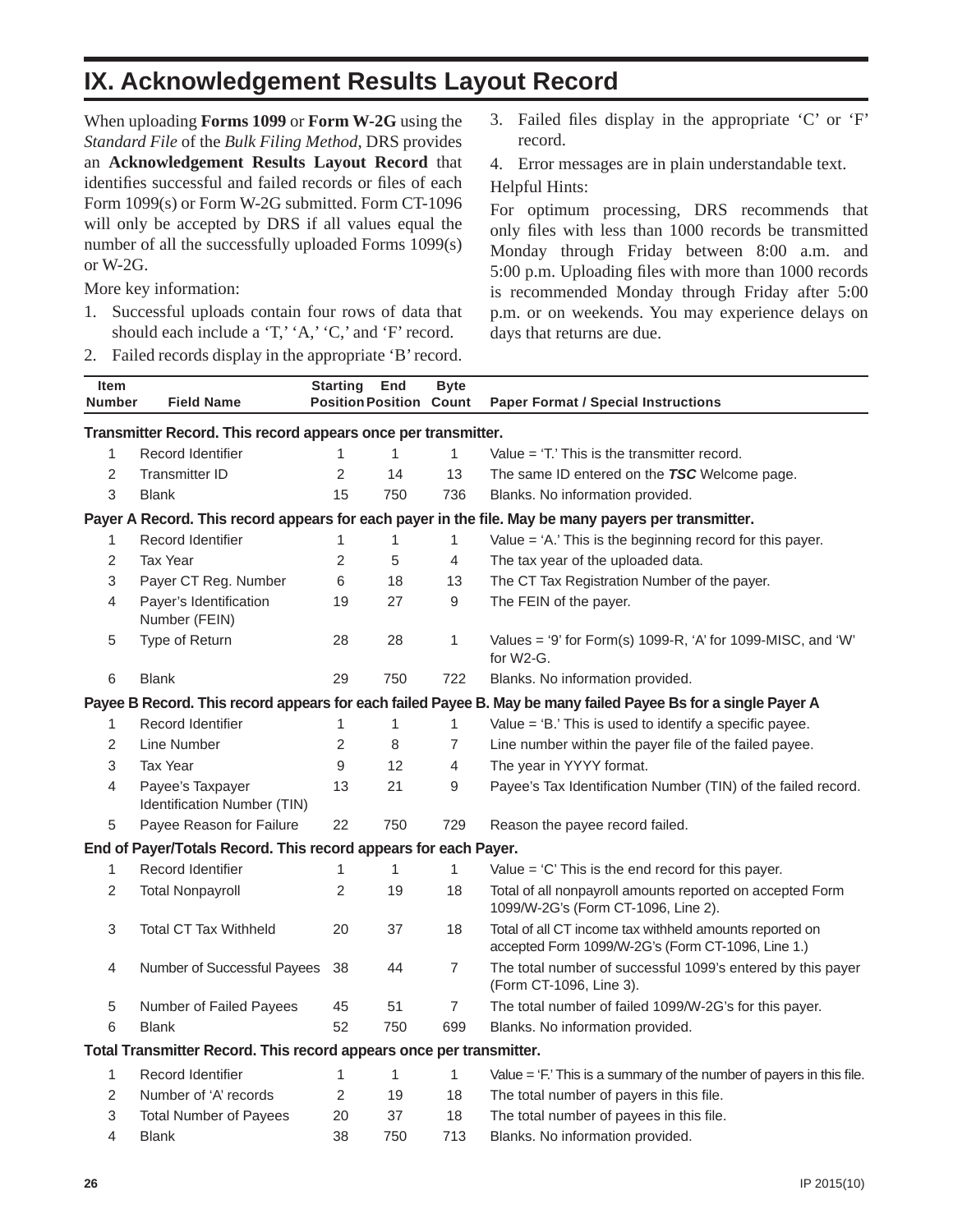# IX. Acknowledgement Results Layout Record

When uploading **Forms 1099** or **Form W-2G** using the *Standard File* of the *Bulk Filing Method*, DRS provides an **Acknowledgement Results Layout Record** that identifies successful and failed records or files of each Form 1099(s) or Form W-2G submitted. Form CT-1096 will only be accepted by DRS if all values equal the number of all the successfully uploaded Forms 1099(s) or W-2G.

More key information:

1. Successful uploads contain four rows of data that should each include a 'T,' 'A,' 'C,' and 'F' record.
2. Failed records display in the appropriate 'B' record.
3. Failed files display in the appropriate 'C' or 'F' record.
4. Error messages are in plain understandable text.

Helpful Hints:

For optimum processing, DRS recommends that only files with less than 1000 records be transmitted Monday through Friday between 8:00 a.m. and 5:00 p.m. Uploading files with more than 1000 records is recommended Monday through Friday after 5:00 p.m. or on weekends. You may experience delays on days that returns are due.

| Item Number | Field Name | Starting Position | End Position | Byte Count | Paper Format / Special Instructions |
|---|---|---|---|---|---|
| **Transmitter Record. This record appears once per transmitter.** | | | | | |
| 1 | Record Identifier | 1 | 1 | 1 | Value = 'T.' This is the transmitter record. |
| 2 | Transmitter ID | 2 | 14 | 13 | The same ID entered on the ***TSC*** Welcome page. |
| 3 | Blank | 15 | 750 | 736 | Blanks. No information provided. |
| **Payer A Record. This record appears for each payer in the file. May be many payers per transmitter.** | | | | | |
| 1 | Record Identifier | 1 | 1 | 1 | Value = 'A.' This is the beginning record for this payer. |
| 2 | Tax Year | 2 | 5 | 4 | The tax year of the uploaded data. |
| 3 | Payer CT Reg. Number | 6 | 18 | 13 | The CT Tax Registration Number of the payer. |
| 4 | Payer's Identification Number (FEIN) | 19 | 27 | 9 | The FEIN of the payer. |
| 5 | Type of Return | 28 | 28 | 1 | Values = '9' for Form(s) 1099-R, 'A' for 1099-MISC, and 'W' for W2-G. |
| 6 | Blank | 29 | 750 | 722 | Blanks. No information provided. |
| **Payee B Record. This record appears for each failed Payee B. May be many failed Payee Bs for a single Payer A** | | | | | |
| 1 | Record Identifier | 1 | 1 | 1 | Value = 'B.' This is used to identify a specific payee. |
| 2 | Line Number | 2 | 8 | 7 | Line number within the payer file of the failed payee. |
| 3 | Tax Year | 9 | 12 | 4 | The year in YYYY format. |
| 4 | Payee's Taxpayer Identification Number (TIN) | 13 | 21 | 9 | Payee's Tax Identification Number (TIN) of the failed record. |
| 5 | Payee Reason for Failure | 22 | 750 | 729 | Reason the payee record failed. |
| **End of Payer/Totals Record. This record appears for each Payer.** | | | | | |
| 1 | Record Identifier | 1 | 1 | 1 | Value = 'C' This is the end record for this payer. |
| 2 | Total Nonpayroll | 2 | 19 | 18 | Total of all nonpayroll amounts reported on accepted Form 1099/W-2G's (Form CT-1096, Line 2). |
| 3 | Total CT Tax Withheld | 20 | 37 | 18 | Total of all CT income tax withheld amounts reported on accepted Form 1099/W-2G's (Form CT-1096, Line 1.) |
| 4 | Number of Successful Payees | 38 | 44 | 7 | The total number of successful 1099's entered by this payer (Form CT-1096, Line 3). |
| 5 | Number of Failed Payees | 45 | 51 | 7 | The total number of failed 1099/W-2G's for this payer. |
| 6 | Blank | 52 | 750 | 699 | Blanks. No information provided. |
| **Total Transmitter Record. This record appears once per transmitter.** | | | | | |
| 1 | Record Identifier | 1 | 1 | 1 | Value = 'F.' This is a summary of the number of payers in this file. |
| 2 | Number of 'A' records | 2 | 19 | 18 | The total number of payers in this file. |
| 3 | Total Number of Payees | 20 | 37 | 18 | The total number of payees in this file. |
| 4 | Blank | 38 | 750 | 713 | Blanks. No information provided. |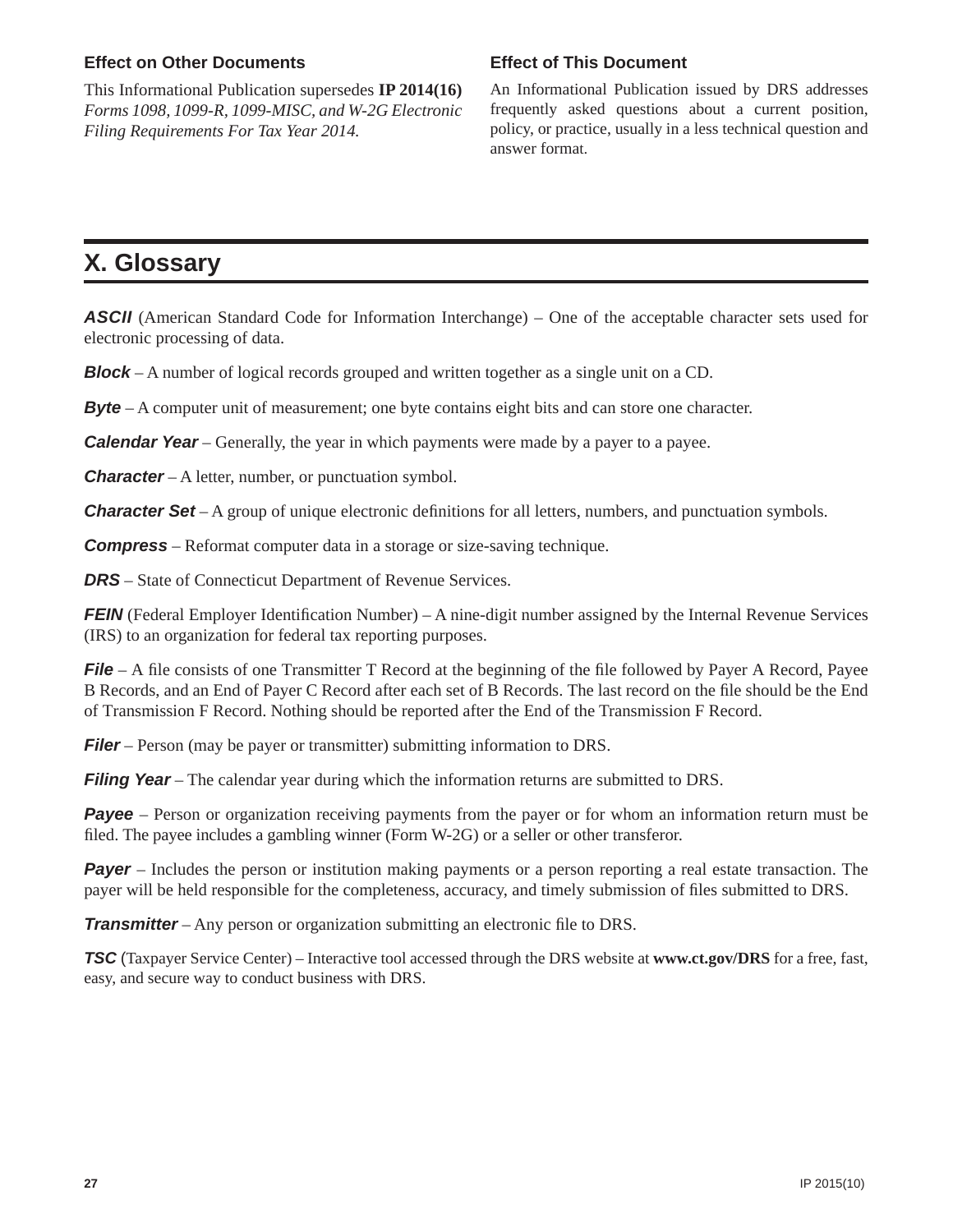### Effect on Other Documents

This Informational Publication supersedes **IP 2014(16)** *Forms 1098, 1099-R, 1099-MISC, and W-2G Electronic Filing Requirements For Tax Year 2014.*

### Effect of This Document

An Informational Publication issued by DRS addresses frequently asked questions about a current position, policy, or practice, usually in a less technical question and answer format.

## X. Glossary

***ASCII*** (American Standard Code for Information Interchange) – One of the acceptable character sets used for electronic processing of data.

***Block*** – A number of logical records grouped and written together as a single unit on a CD.

***Byte*** – A computer unit of measurement; one byte contains eight bits and can store one character.

***Calendar Year*** – Generally, the year in which payments were made by a payer to a payee.

***Character*** – A letter, number, or punctuation symbol.

***Character Set*** – A group of unique electronic definitions for all letters, numbers, and punctuation symbols.

***Compress*** – Reformat computer data in a storage or size-saving technique.

***DRS*** – State of Connecticut Department of Revenue Services.

***FEIN*** (Federal Employer Identification Number) – A nine-digit number assigned by the Internal Revenue Services (IRS) to an organization for federal tax reporting purposes.

***File*** – A file consists of one Transmitter T Record at the beginning of the file followed by Payer A Record, Payee B Records, and an End of Payer C Record after each set of B Records. The last record on the file should be the End of Transmission F Record. Nothing should be reported after the End of the Transmission F Record.

***Filer*** – Person (may be payer or transmitter) submitting information to DRS.

***Filing Year*** – The calendar year during which the information returns are submitted to DRS.

***Payee*** – Person or organization receiving payments from the payer or for whom an information return must be filed. The payee includes a gambling winner (Form W-2G) or a seller or other transferor.

***Payer*** – Includes the person or institution making payments or a person reporting a real estate transaction. The payer will be held responsible for the completeness, accuracy, and timely submission of files submitted to DRS.

***Transmitter*** – Any person or organization submitting an electronic file to DRS.

***TSC*** (Taxpayer Service Center) – Interactive tool accessed through the DRS website at **www.ct.gov/DRS** for a free, fast, easy, and secure way to conduct business with DRS.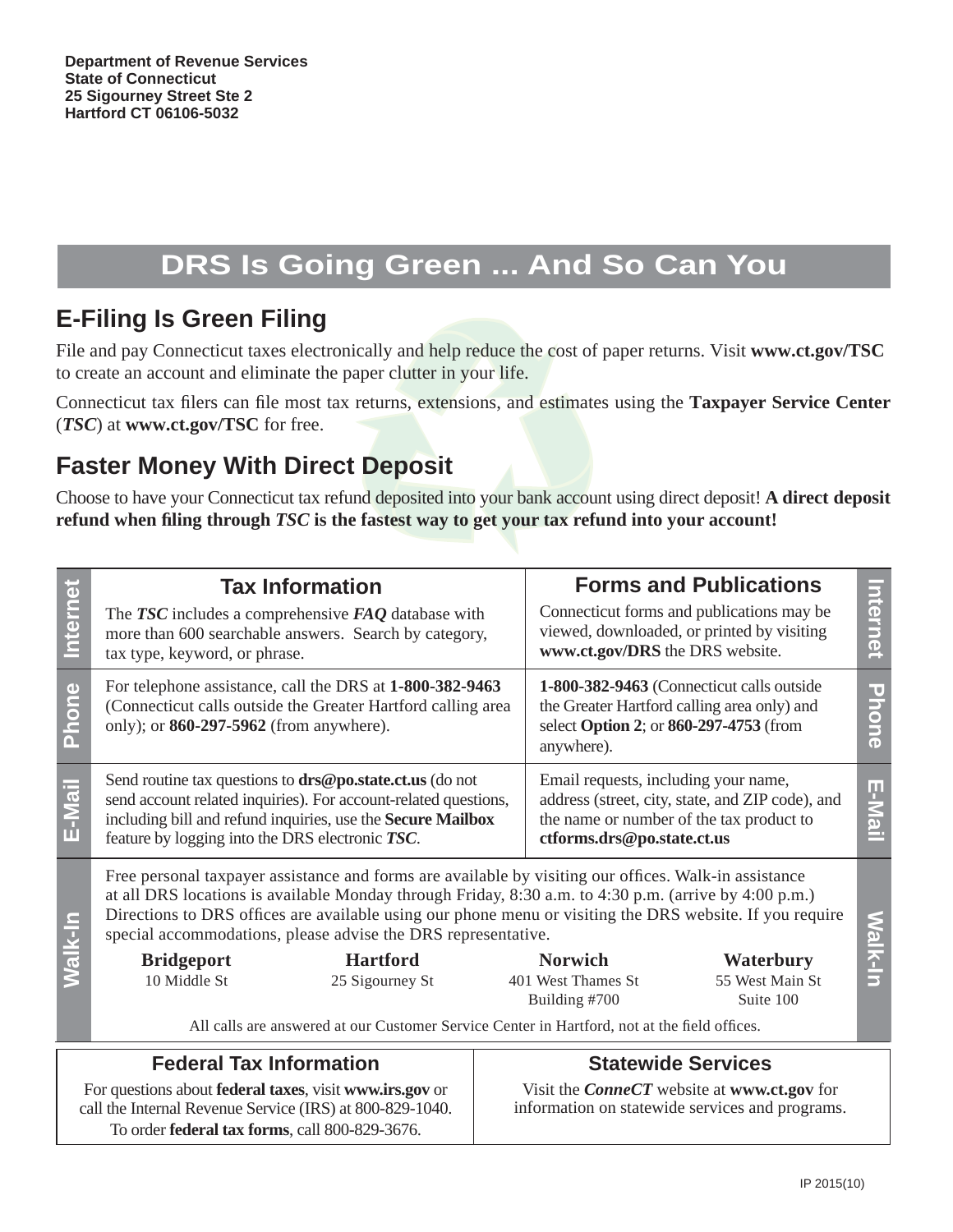**Department of Revenue Services**
**State of Connecticut**
**25 Sigourney Street Ste 2**
**Hartford CT 06106-5032**

# DRS Is Going Green ... And So Can You

## E-Filing Is Green Filing

File and pay Connecticut taxes electronically and help reduce the cost of paper returns. Visit **www.ct.gov/TSC** to create an account and eliminate the paper clutter in your life.

Connecticut tax filers can file most tax returns, extensions, and estimates using the **Taxpayer Service Center** (***TSC***) at **www.ct.gov/TSC** for free.

## Faster Money With Direct Deposit

Choose to have your Connecticut tax refund deposited into your bank account using direct deposit! **A direct deposit refund when filing through *TSC* is the fastest way to get your tax refund into your account!**

| | Tax Information | Forms and Publications |
|---|---|---|
| Internet | The ***TSC*** includes a comprehensive ***FAQ*** database with more than 600 searchable answers. Search by category, tax type, keyword, or phrase. | Connecticut forms and publications may be viewed, downloaded, or printed by visiting **www.ct.gov/DRS** the DRS website. |
| Phone | For telephone assistance, call the DRS at **1-800-382-9463** (Connecticut calls outside the Greater Hartford calling area only); or **860-297-5962** (from anywhere). | **1-800-382-9463** (Connecticut calls outside the Greater Hartford calling area only) and select **Option 2**; or **860-297-4753** (from anywhere). |
| E-Mail | Send routine tax questions to **drs@po.state.ct.us** (do not send account related inquiries). For account-related questions, including bill and refund inquiries, use the **Secure Mailbox** feature by logging into the DRS electronic ***TSC***. | Email requests, including your name, address (street, city, state, and ZIP code), and the name or number of the tax product to **ctforms.drs@po.state.ct.us** |

**Walk-In**

Free personal taxpayer assistance and forms are available by visiting our offices. Walk-in assistance at all DRS locations is available Monday through Friday, 8:30 a.m. to 4:30 p.m. (arrive by 4:00 p.m.) Directions to DRS offices are available using our phone menu or visiting the DRS website. If you require special accommodations, please advise the DRS representative.

| Bridgeport | Hartford | Norwich | Waterbury |
|---|---|---|---|
| 10 Middle St | 25 Sigourney St | 401 West Thames St Building #700 | 55 West Main St Suite 100 |

All calls are answered at our Customer Service Center in Hartford, not at the field offices.

### Federal Tax Information

For questions about **federal taxes**, visit **www.irs.gov** or call the Internal Revenue Service (IRS) at 800-829-1040. To order **federal tax forms**, call 800-829-3676.

### Statewide Services

Visit the ***ConneCT*** website at **www.ct.gov** for information on statewide services and programs.

IP 2015(10)